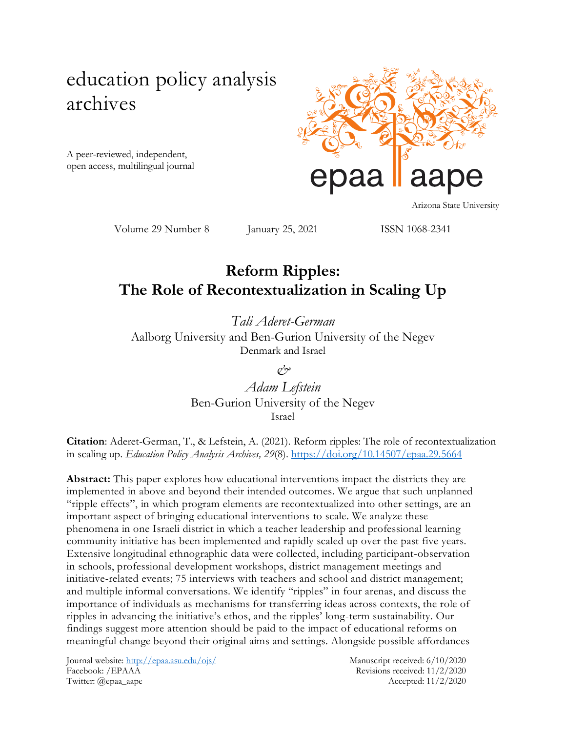education policy analysis archives

A peer-reviewed, independent, open access, multilingual journal

epaa aape

Arizona State University

Volume 29 Number 8 January 25, 2021 ISSN 1068-2341

# Reform Ripples: The Role of Recontextualization in Scaling Up

*Tali Aderet-German*
Aalborg University and Ben-Gurion University of the Negev
Denmark and Israel

*&*

*Adam Lefstein*
Ben-Gurion University of the Negev
Israel

**Citation**: Aderet-German, T., & Lefstein, A. (2021). Reform ripples: The role of recontextualization in scaling up. *Education Policy Analysis Archives, 29*(8). https://doi.org/10.14507/epaa.29.5664

**Abstract:** This paper explores how educational interventions impact the districts they are implemented in above and beyond their intended outcomes. We argue that such unplanned "ripple effects", in which program elements are recontextualized into other settings, are an important aspect of bringing educational interventions to scale. We analyze these phenomena in one Israeli district in which a teacher leadership and professional learning community initiative has been implemented and rapidly scaled up over the past five years. Extensive longitudinal ethnographic data were collected, including participant-observation in schools, professional development workshops, district management meetings and initiative-related events; 75 interviews with teachers and school and district management; and multiple informal conversations. We identify "ripples" in four arenas, and discuss the importance of individuals as mechanisms for transferring ideas across contexts, the role of ripples in advancing the initiative's ethos, and the ripples' long-term sustainability. Our findings suggest more attention should be paid to the impact of educational reforms on meaningful change beyond their original aims and settings. Alongside possible affordances

Journal website: http://epaa.asu.edu/ojs/
Facebook: /EPAAA
Twitter: @epaa_aape

Manuscript received: 6/10/2020
Revisions received: 11/2/2020
Accepted: 11/2/2020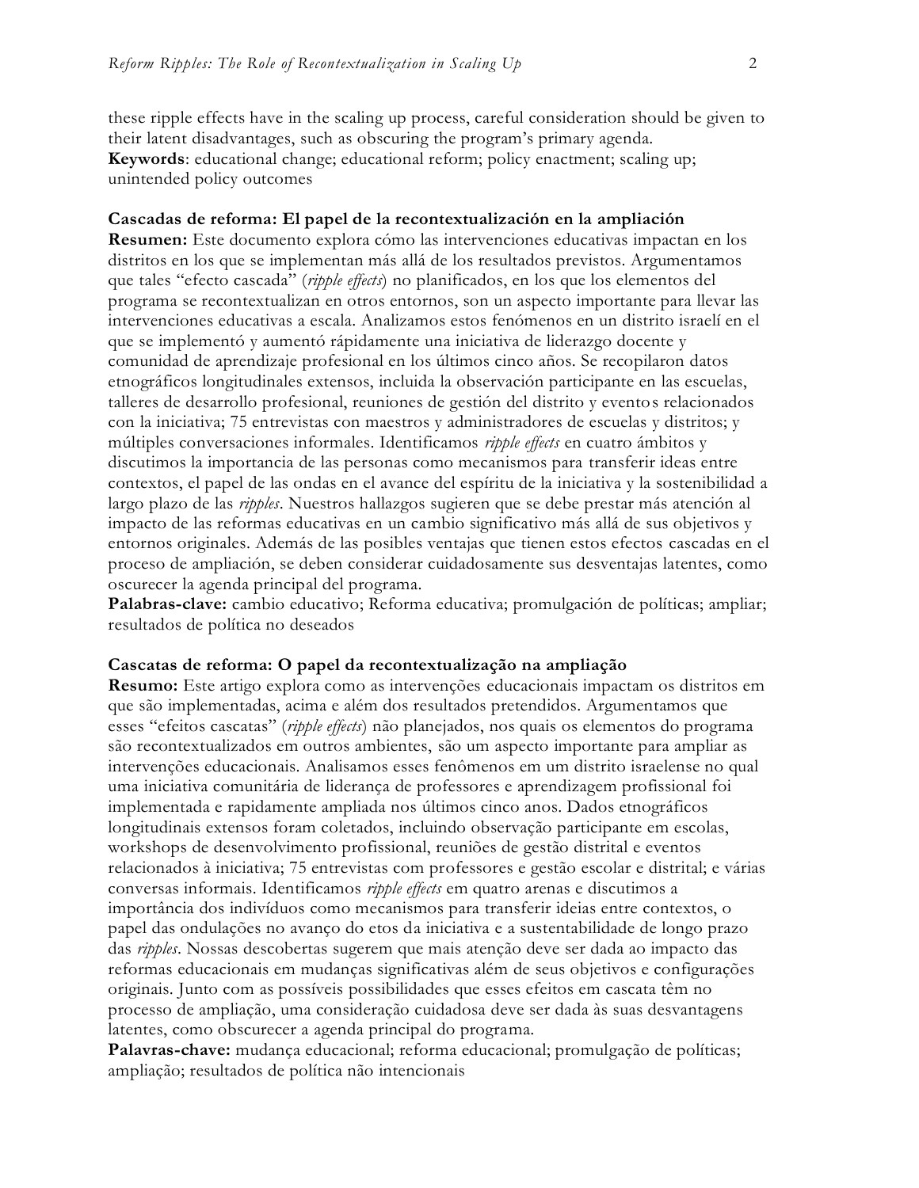these ripple effects have in the scaling up process, careful consideration should be given to their latent disadvantages, such as obscuring the program's primary agenda.
**Keywords**: educational change; educational reform; policy enactment; scaling up; unintended policy outcomes

**Cascadas de reforma: El papel de la recontextualización en la ampliación**
**Resumen:** Este documento explora cómo las intervenciones educativas impactan en los distritos en los que se implementan más allá de los resultados previstos. Argumentamos que tales "efecto cascada" (*ripple effects*) no planificados, en los que los elementos del programa se recontextualizan en otros entornos, son un aspecto importante para llevar las intervenciones educativas a escala. Analizamos estos fenómenos en un distrito israelí en el que se implementó y aumentó rápidamente una iniciativa de liderazgo docente y comunidad de aprendizaje profesional en los últimos cinco años. Se recopilaron datos etnográficos longitudinales extensos, incluida la observación participante en las escuelas, talleres de desarrollo profesional, reuniones de gestión del distrito y eventos relacionados con la iniciativa; 75 entrevistas con maestros y administradores de escuelas y distritos; y múltiples conversaciones informales. Identificamos *ripple effects* en cuatro ámbitos y discutimos la importancia de las personas como mecanismos para transferir ideas entre contextos, el papel de las ondas en el avance del espíritu de la iniciativa y la sostenibilidad a largo plazo de las *ripples*. Nuestros hallazgos sugieren que se debe prestar más atención al impacto de las reformas educativas en un cambio significativo más allá de sus objetivos y entornos originales. Además de las posibles ventajas que tienen estos efectos cascadas en el proceso de ampliación, se deben considerar cuidadosamente sus desventajas latentes, como oscurecer la agenda principal del programa.
**Palabras-clave:** cambio educativo; Reforma educativa; promulgación de políticas; ampliar; resultados de política no deseados

**Cascatas de reforma: O papel da recontextualização na ampliação**
**Resumo:** Este artigo explora como as intervenções educacionais impactam os distritos em que são implementadas, acima e além dos resultados pretendidos. Argumentamos que esses "efeitos cascatas" (*ripple effects*) não planejados, nos quais os elementos do programa são recontextualizados em outros ambientes, são um aspecto importante para ampliar as intervenções educacionais. Analisamos esses fenômenos em um distrito israelense no qual uma iniciativa comunitária de liderança de professores e aprendizagem profissional foi implementada e rapidamente ampliada nos últimos cinco anos. Dados etnográficos longitudinais extensos foram coletados, incluindo observação participante em escolas, workshops de desenvolvimento profissional, reuniões de gestão distrital e eventos relacionados à iniciativa; 75 entrevistas com professores e gestão escolar e distrital; e várias conversas informais. Identificamos *ripple effects* em quatro arenas e discutimos a importância dos indivíduos como mecanismos para transferir ideias entre contextos, o papel das ondulações no avanço do etos da iniciativa e a sustentabilidade de longo prazo das *ripples*. Nossas descobertas sugerem que mais atenção deve ser dada ao impacto das reformas educacionais em mudanças significativas além de seus objetivos e configurações originais. Junto com as possíveis possibilidades que esses efeitos em cascata têm no processo de ampliação, uma consideração cuidadosa deve ser dada às suas desvantagens latentes, como obscurecer a agenda principal do programa.
**Palavras-chave:** mudança educacional; reforma educacional; promulgação de políticas; ampliação; resultados de política não intencionais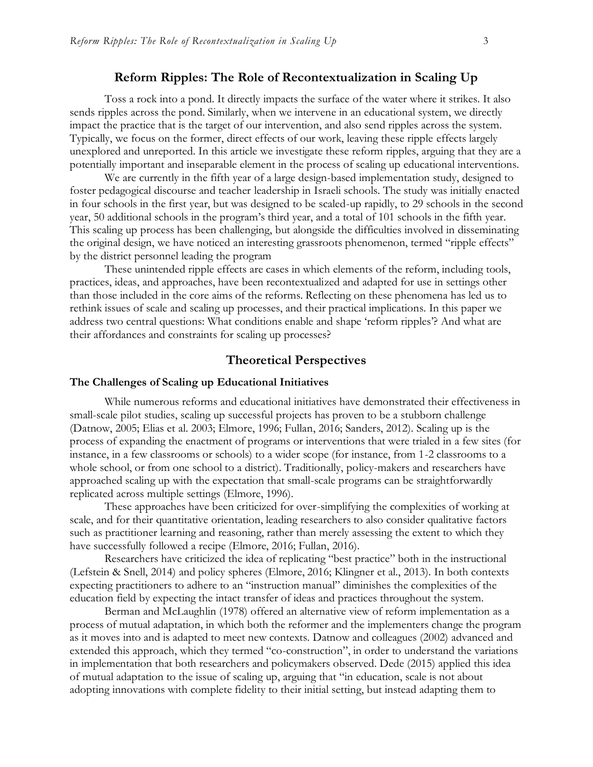# Reform Ripples: The Role of Recontextualization in Scaling Up

Toss a rock into a pond. It directly impacts the surface of the water where it strikes. It also sends ripples across the pond. Similarly, when we intervene in an educational system, we directly impact the practice that is the target of our intervention, and also send ripples across the system. Typically, we focus on the former, direct effects of our work, leaving these ripple effects largely unexplored and unreported. In this article we investigate these reform ripples, arguing that they are a potentially important and inseparable element in the process of scaling up educational interventions.

We are currently in the fifth year of a large design-based implementation study, designed to foster pedagogical discourse and teacher leadership in Israeli schools. The study was initially enacted in four schools in the first year, but was designed to be scaled-up rapidly, to 29 schools in the second year, 50 additional schools in the program's third year, and a total of 101 schools in the fifth year. This scaling up process has been challenging, but alongside the difficulties involved in disseminating the original design, we have noticed an interesting grassroots phenomenon, termed "ripple effects" by the district personnel leading the program

These unintended ripple effects are cases in which elements of the reform, including tools, practices, ideas, and approaches, have been recontextualized and adapted for use in settings other than those included in the core aims of the reforms. Reflecting on these phenomena has led us to rethink issues of scale and scaling up processes, and their practical implications. In this paper we address two central questions: What conditions enable and shape 'reform ripples'? And what are their affordances and constraints for scaling up processes?

## Theoretical Perspectives

### The Challenges of Scaling up Educational Initiatives

While numerous reforms and educational initiatives have demonstrated their effectiveness in small-scale pilot studies, scaling up successful projects has proven to be a stubborn challenge (Datnow, 2005; Elias et al. 2003; Elmore, 1996; Fullan, 2016; Sanders, 2012). Scaling up is the process of expanding the enactment of programs or interventions that were trialed in a few sites (for instance, in a few classrooms or schools) to a wider scope (for instance, from 1-2 classrooms to a whole school, or from one school to a district). Traditionally, policy-makers and researchers have approached scaling up with the expectation that small-scale programs can be straightforwardly replicated across multiple settings (Elmore, 1996).

These approaches have been criticized for over-simplifying the complexities of working at scale, and for their quantitative orientation, leading researchers to also consider qualitative factors such as practitioner learning and reasoning, rather than merely assessing the extent to which they have successfully followed a recipe (Elmore, 2016; Fullan, 2016).

Researchers have criticized the idea of replicating "best practice" both in the instructional (Lefstein & Snell, 2014) and policy spheres (Elmore, 2016; Klingner et al., 2013). In both contexts expecting practitioners to adhere to an "instruction manual" diminishes the complexities of the education field by expecting the intact transfer of ideas and practices throughout the system.

Berman and McLaughlin (1978) offered an alternative view of reform implementation as a process of mutual adaptation, in which both the reformer and the implementers change the program as it moves into and is adapted to meet new contexts. Datnow and colleagues (2002) advanced and extended this approach, which they termed "co-construction", in order to understand the variations in implementation that both researchers and policymakers observed. Dede (2015) applied this idea of mutual adaptation to the issue of scaling up, arguing that "in education, scale is not about adopting innovations with complete fidelity to their initial setting, but instead adapting them to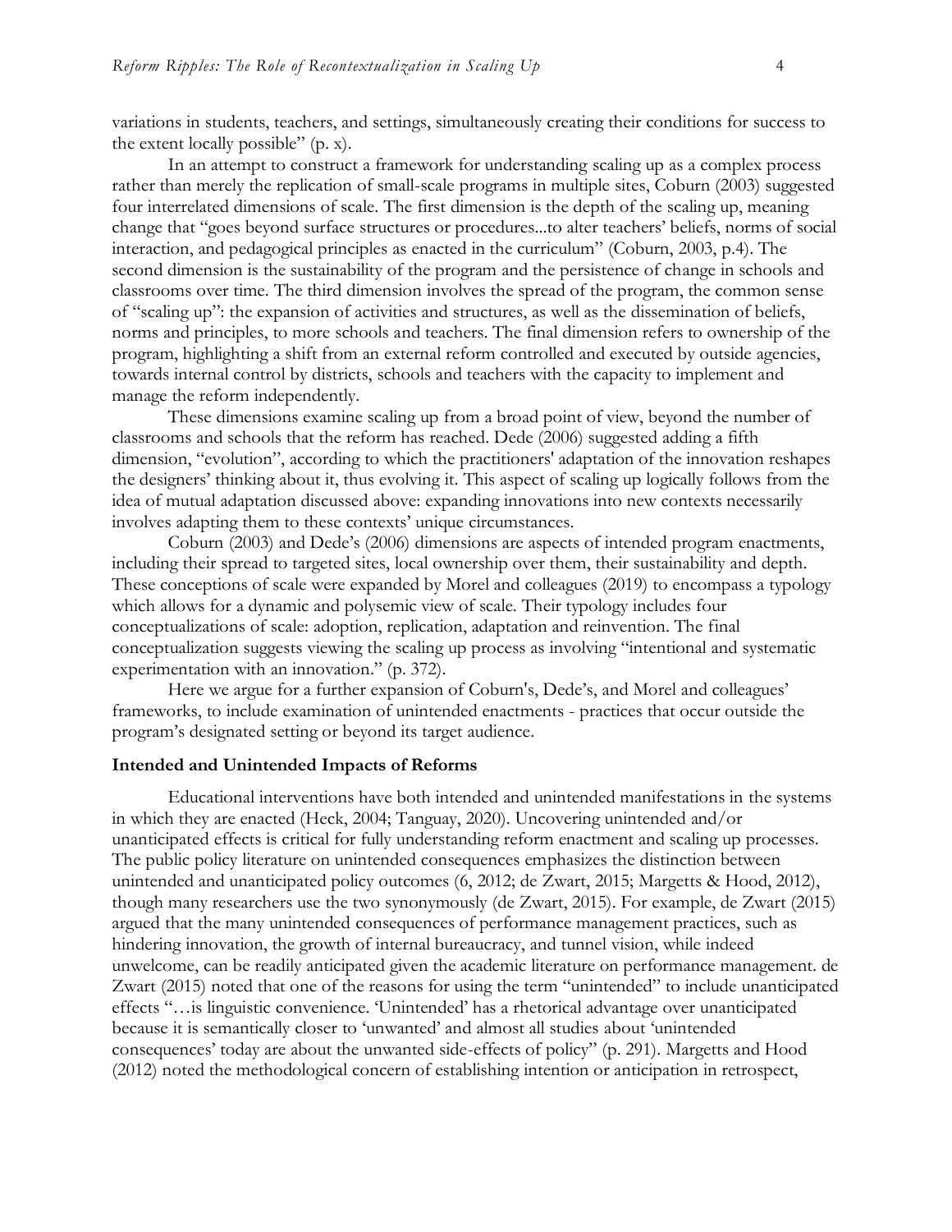variations in students, teachers, and settings, simultaneously creating their conditions for success to the extent locally possible" (p. x).

In an attempt to construct a framework for understanding scaling up as a complex process rather than merely the replication of small-scale programs in multiple sites, Coburn (2003) suggested four interrelated dimensions of scale. The first dimension is the depth of the scaling up, meaning change that "goes beyond surface structures or procedures...to alter teachers' beliefs, norms of social interaction, and pedagogical principles as enacted in the curriculum" (Coburn, 2003, p.4). The second dimension is the sustainability of the program and the persistence of change in schools and classrooms over time. The third dimension involves the spread of the program, the common sense of "scaling up": the expansion of activities and structures, as well as the dissemination of beliefs, norms and principles, to more schools and teachers. The final dimension refers to ownership of the program, highlighting a shift from an external reform controlled and executed by outside agencies, towards internal control by districts, schools and teachers with the capacity to implement and manage the reform independently.

These dimensions examine scaling up from a broad point of view, beyond the number of classrooms and schools that the reform has reached. Dede (2006) suggested adding a fifth dimension, "evolution", according to which the practitioners' adaptation of the innovation reshapes the designers' thinking about it, thus evolving it. This aspect of scaling up logically follows from the idea of mutual adaptation discussed above: expanding innovations into new contexts necessarily involves adapting them to these contexts' unique circumstances.

Coburn (2003) and Dede's (2006) dimensions are aspects of intended program enactments, including their spread to targeted sites, local ownership over them, their sustainability and depth. These conceptions of scale were expanded by Morel and colleagues (2019) to encompass a typology which allows for a dynamic and polysemic view of scale. Their typology includes four conceptualizations of scale: adoption, replication, adaptation and reinvention. The final conceptualization suggests viewing the scaling up process as involving "intentional and systematic experimentation with an innovation." (p. 372).

Here we argue for a further expansion of Coburn's, Dede's, and Morel and colleagues' frameworks, to include examination of unintended enactments - practices that occur outside the program's designated setting or beyond its target audience.

### Intended and Unintended Impacts of Reforms

Educational interventions have both intended and unintended manifestations in the systems in which they are enacted (Heck, 2004; Tanguay, 2020). Uncovering unintended and/or unanticipated effects is critical for fully understanding reform enactment and scaling up processes. The public policy literature on unintended consequences emphasizes the distinction between unintended and unanticipated policy outcomes (6, 2012; de Zwart, 2015; Margetts & Hood, 2012), though many researchers use the two synonymously (de Zwart, 2015). For example, de Zwart (2015) argued that the many unintended consequences of performance management practices, such as hindering innovation, the growth of internal bureaucracy, and tunnel vision, while indeed unwelcome, can be readily anticipated given the academic literature on performance management. de Zwart (2015) noted that one of the reasons for using the term "unintended" to include unanticipated effects "…is linguistic convenience. 'Unintended' has a rhetorical advantage over unanticipated because it is semantically closer to 'unwanted' and almost all studies about 'unintended consequences' today are about the unwanted side-effects of policy" (p. 291). Margetts and Hood (2012) noted the methodological concern of establishing intention or anticipation in retrospect,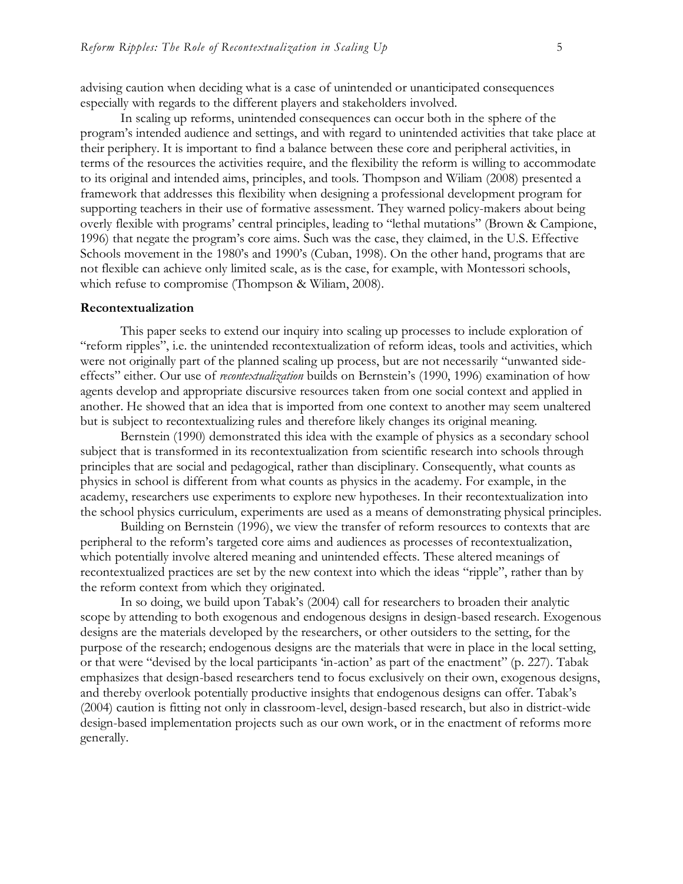advising caution when deciding what is a case of unintended or unanticipated consequences especially with regards to the different players and stakeholders involved.

In scaling up reforms, unintended consequences can occur both in the sphere of the program's intended audience and settings, and with regard to unintended activities that take place at their periphery. It is important to find a balance between these core and peripheral activities, in terms of the resources the activities require, and the flexibility the reform is willing to accommodate to its original and intended aims, principles, and tools. Thompson and Wiliam (2008) presented a framework that addresses this flexibility when designing a professional development program for supporting teachers in their use of formative assessment. They warned policy-makers about being overly flexible with programs' central principles, leading to "lethal mutations" (Brown & Campione, 1996) that negate the program's core aims. Such was the case, they claimed, in the U.S. Effective Schools movement in the 1980's and 1990's (Cuban, 1998). On the other hand, programs that are not flexible can achieve only limited scale, as is the case, for example, with Montessori schools, which refuse to compromise (Thompson & Wiliam, 2008).

**Recontextualization**

This paper seeks to extend our inquiry into scaling up processes to include exploration of "reform ripples", i.e. the unintended recontextualization of reform ideas, tools and activities, which were not originally part of the planned scaling up process, but are not necessarily "unwanted side-effects" either. Our use of *recontextualization* builds on Bernstein's (1990, 1996) examination of how agents develop and appropriate discursive resources taken from one social context and applied in another. He showed that an idea that is imported from one context to another may seem unaltered but is subject to recontextualizing rules and therefore likely changes its original meaning.

Bernstein (1990) demonstrated this idea with the example of physics as a secondary school subject that is transformed in its recontextualization from scientific research into schools through principles that are social and pedagogical, rather than disciplinary. Consequently, what counts as physics in school is different from what counts as physics in the academy. For example, in the academy, researchers use experiments to explore new hypotheses. In their recontextualization into the school physics curriculum, experiments are used as a means of demonstrating physical principles.

Building on Bernstein (1996), we view the transfer of reform resources to contexts that are peripheral to the reform's targeted core aims and audiences as processes of recontextualization, which potentially involve altered meaning and unintended effects. These altered meanings of recontextualized practices are set by the new context into which the ideas "ripple", rather than by the reform context from which they originated.

In so doing, we build upon Tabak's (2004) call for researchers to broaden their analytic scope by attending to both exogenous and endogenous designs in design-based research. Exogenous designs are the materials developed by the researchers, or other outsiders to the setting, for the purpose of the research; endogenous designs are the materials that were in place in the local setting, or that were "devised by the local participants 'in-action' as part of the enactment" (p. 227). Tabak emphasizes that design-based researchers tend to focus exclusively on their own, exogenous designs, and thereby overlook potentially productive insights that endogenous designs can offer. Tabak's (2004) caution is fitting not only in classroom-level, design-based research, but also in district-wide design-based implementation projects such as our own work, or in the enactment of reforms more generally.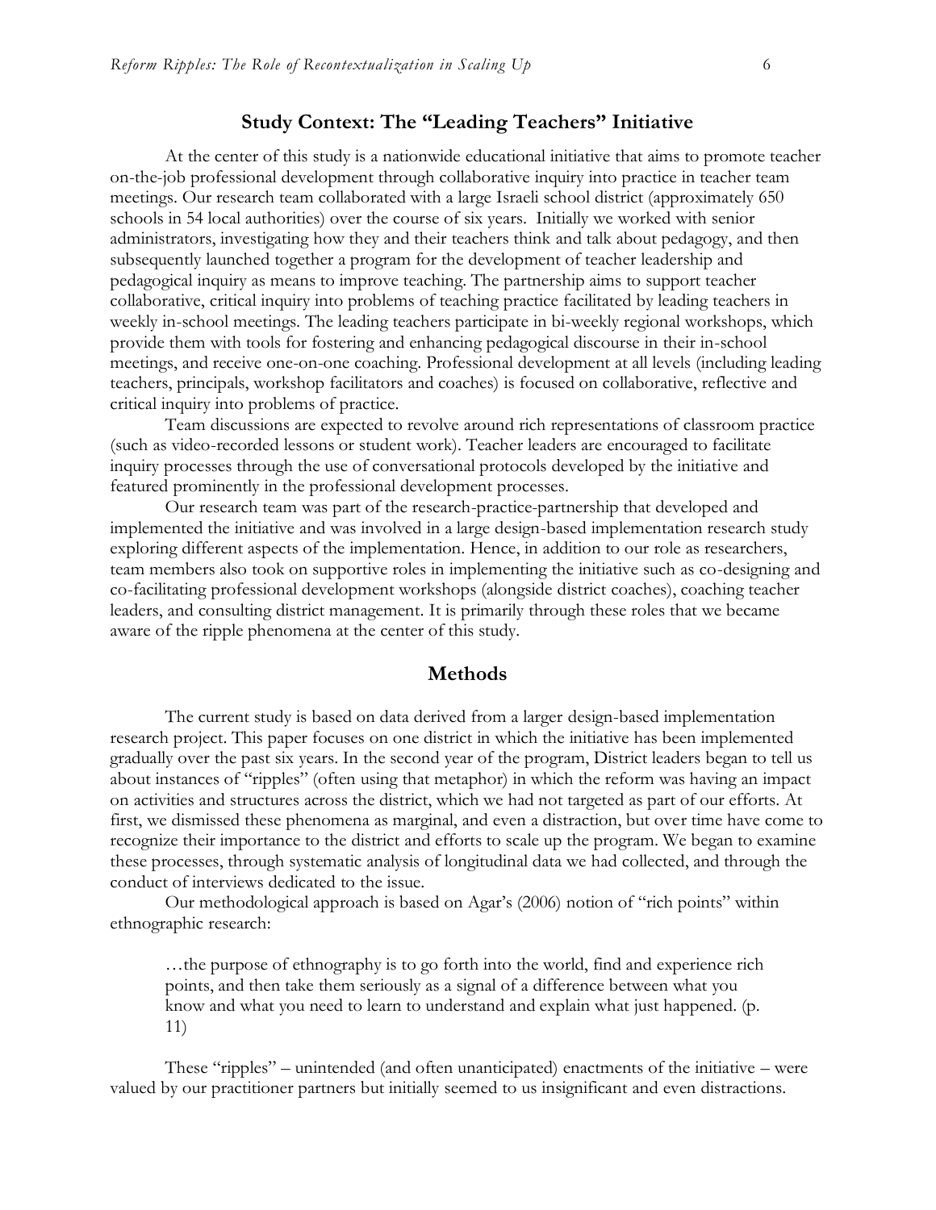## Study Context: The "Leading Teachers" Initiative

At the center of this study is a nationwide educational initiative that aims to promote teacher on-the-job professional development through collaborative inquiry into practice in teacher team meetings. Our research team collaborated with a large Israeli school district (approximately 650 schools in 54 local authorities) over the course of six years. Initially we worked with senior administrators, investigating how they and their teachers think and talk about pedagogy, and then subsequently launched together a program for the development of teacher leadership and pedagogical inquiry as means to improve teaching. The partnership aims to support teacher collaborative, critical inquiry into problems of teaching practice facilitated by leading teachers in weekly in-school meetings. The leading teachers participate in bi-weekly regional workshops, which provide them with tools for fostering and enhancing pedagogical discourse in their in-school meetings, and receive one-on-one coaching. Professional development at all levels (including leading teachers, principals, workshop facilitators and coaches) is focused on collaborative, reflective and critical inquiry into problems of practice.

Team discussions are expected to revolve around rich representations of classroom practice (such as video-recorded lessons or student work). Teacher leaders are encouraged to facilitate inquiry processes through the use of conversational protocols developed by the initiative and featured prominently in the professional development processes.

Our research team was part of the research-practice-partnership that developed and implemented the initiative and was involved in a large design-based implementation research study exploring different aspects of the implementation. Hence, in addition to our role as researchers, team members also took on supportive roles in implementing the initiative such as co-designing and co-facilitating professional development workshops (alongside district coaches), coaching teacher leaders, and consulting district management. It is primarily through these roles that we became aware of the ripple phenomena at the center of this study.

## Methods

The current study is based on data derived from a larger design-based implementation research project. This paper focuses on one district in which the initiative has been implemented gradually over the past six years. In the second year of the program, District leaders began to tell us about instances of "ripples" (often using that metaphor) in which the reform was having an impact on activities and structures across the district, which we had not targeted as part of our efforts. At first, we dismissed these phenomena as marginal, and even a distraction, but over time have come to recognize their importance to the district and efforts to scale up the program. We began to examine these processes, through systematic analysis of longitudinal data we had collected, and through the conduct of interviews dedicated to the issue.

Our methodological approach is based on Agar's (2006) notion of "rich points" within ethnographic research:

> …the purpose of ethnography is to go forth into the world, find and experience rich points, and then take them seriously as a signal of a difference between what you know and what you need to learn to understand and explain what just happened. (p. 11)

These "ripples" – unintended (and often unanticipated) enactments of the initiative – were valued by our practitioner partners but initially seemed to us insignificant and even distractions.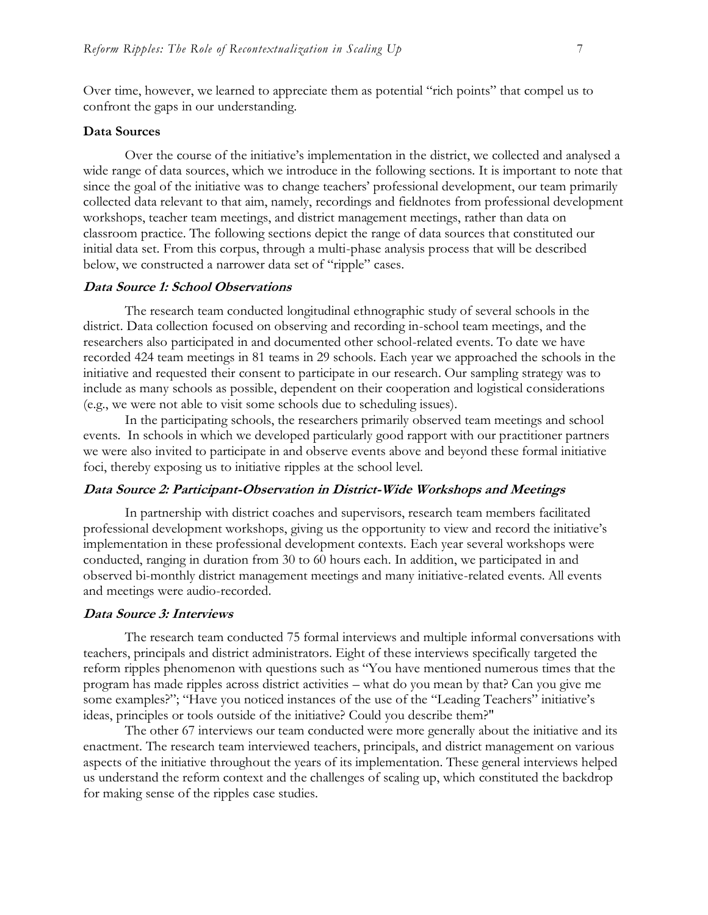Over time, however, we learned to appreciate them as potential "rich points" that compel us to confront the gaps in our understanding.

### Data Sources

Over the course of the initiative's implementation in the district, we collected and analysed a wide range of data sources, which we introduce in the following sections. It is important to note that since the goal of the initiative was to change teachers' professional development, our team primarily collected data relevant to that aim, namely, recordings and fieldnotes from professional development workshops, teacher team meetings, and district management meetings, rather than data on classroom practice. The following sections depict the range of data sources that constituted our initial data set. From this corpus, through a multi-phase analysis process that will be described below, we constructed a narrower data set of "ripple" cases.

#### *Data Source 1: School Observations*

The research team conducted longitudinal ethnographic study of several schools in the district. Data collection focused on observing and recording in-school team meetings, and the researchers also participated in and documented other school-related events. To date we have recorded 424 team meetings in 81 teams in 29 schools. Each year we approached the schools in the initiative and requested their consent to participate in our research. Our sampling strategy was to include as many schools as possible, dependent on their cooperation and logistical considerations (e.g., we were not able to visit some schools due to scheduling issues).

In the participating schools, the researchers primarily observed team meetings and school events. In schools in which we developed particularly good rapport with our practitioner partners we were also invited to participate in and observe events above and beyond these formal initiative foci, thereby exposing us to initiative ripples at the school level.

#### *Data Source 2: Participant-Observation in District-Wide Workshops and Meetings*

In partnership with district coaches and supervisors, research team members facilitated professional development workshops, giving us the opportunity to view and record the initiative's implementation in these professional development contexts. Each year several workshops were conducted, ranging in duration from 30 to 60 hours each. In addition, we participated in and observed bi-monthly district management meetings and many initiative-related events. All events and meetings were audio-recorded.

#### *Data Source 3: Interviews*

The research team conducted 75 formal interviews and multiple informal conversations with teachers, principals and district administrators. Eight of these interviews specifically targeted the reform ripples phenomenon with questions such as "You have mentioned numerous times that the program has made ripples across district activities – what do you mean by that? Can you give me some examples?"; "Have you noticed instances of the use of the "Leading Teachers" initiative's ideas, principles or tools outside of the initiative? Could you describe them?"

The other 67 interviews our team conducted were more generally about the initiative and its enactment. The research team interviewed teachers, principals, and district management on various aspects of the initiative throughout the years of its implementation. These general interviews helped us understand the reform context and the challenges of scaling up, which constituted the backdrop for making sense of the ripples case studies.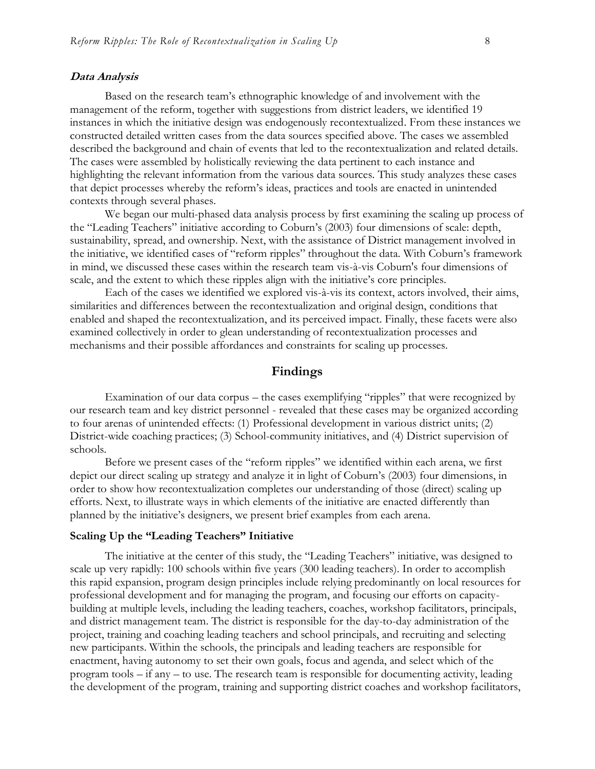### ***Data Analysis***

Based on the research team's ethnographic knowledge of and involvement with the management of the reform, together with suggestions from district leaders, we identified 19 instances in which the initiative design was endogenously recontextualized. From these instances we constructed detailed written cases from the data sources specified above. The cases we assembled described the background and chain of events that led to the recontextualization and related details. The cases were assembled by holistically reviewing the data pertinent to each instance and highlighting the relevant information from the various data sources. This study analyzes these cases that depict processes whereby the reform's ideas, practices and tools are enacted in unintended contexts through several phases.

We began our multi-phased data analysis process by first examining the scaling up process of the "Leading Teachers" initiative according to Coburn's (2003) four dimensions of scale: depth, sustainability, spread, and ownership. Next, with the assistance of District management involved in the initiative, we identified cases of "reform ripples" throughout the data. With Coburn's framework in mind, we discussed these cases within the research team vis-à-vis Coburn's four dimensions of scale, and the extent to which these ripples align with the initiative's core principles.

Each of the cases we identified we explored vis-à-vis its context, actors involved, their aims, similarities and differences between the recontextualization and original design, conditions that enabled and shaped the recontextualization, and its perceived impact. Finally, these facets were also examined collectively in order to glean understanding of recontextualization processes and mechanisms and their possible affordances and constraints for scaling up processes.

## Findings

Examination of our data corpus – the cases exemplifying "ripples" that were recognized by our research team and key district personnel - revealed that these cases may be organized according to four arenas of unintended effects: (1) Professional development in various district units; (2) District-wide coaching practices; (3) School-community initiatives, and (4) District supervision of schools.

Before we present cases of the "reform ripples" we identified within each arena, we first depict our direct scaling up strategy and analyze it in light of Coburn's (2003) four dimensions, in order to show how recontextualization completes our understanding of those (direct) scaling up efforts. Next, to illustrate ways in which elements of the initiative are enacted differently than planned by the initiative's designers, we present brief examples from each arena.

### Scaling Up the "Leading Teachers" Initiative

The initiative at the center of this study, the "Leading Teachers" initiative, was designed to scale up very rapidly: 100 schools within five years (300 leading teachers). In order to accomplish this rapid expansion, program design principles include relying predominantly on local resources for professional development and for managing the program, and focusing our efforts on capacity-building at multiple levels, including the leading teachers, coaches, workshop facilitators, principals, and district management team. The district is responsible for the day-to-day administration of the project, training and coaching leading teachers and school principals, and recruiting and selecting new participants. Within the schools, the principals and leading teachers are responsible for enactment, having autonomy to set their own goals, focus and agenda, and select which of the program tools – if any – to use. The research team is responsible for documenting activity, leading the development of the program, training and supporting district coaches and workshop facilitators,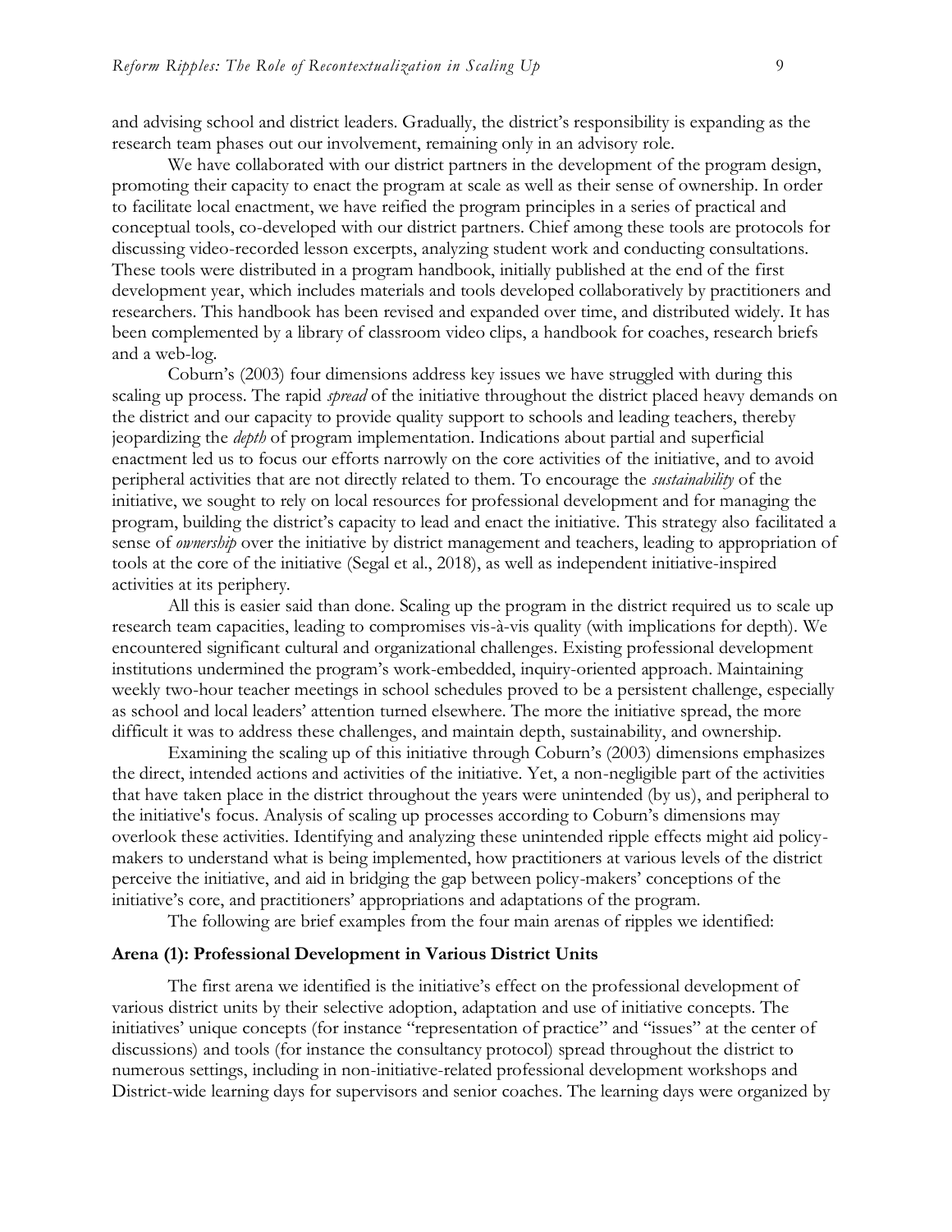and advising school and district leaders. Gradually, the district's responsibility is expanding as the research team phases out our involvement, remaining only in an advisory role.

We have collaborated with our district partners in the development of the program design, promoting their capacity to enact the program at scale as well as their sense of ownership. In order to facilitate local enactment, we have reified the program principles in a series of practical and conceptual tools, co-developed with our district partners. Chief among these tools are protocols for discussing video-recorded lesson excerpts, analyzing student work and conducting consultations. These tools were distributed in a program handbook, initially published at the end of the first development year, which includes materials and tools developed collaboratively by practitioners and researchers. This handbook has been revised and expanded over time, and distributed widely. It has been complemented by a library of classroom video clips, a handbook for coaches, research briefs and a web-log.

Coburn's (2003) four dimensions address key issues we have struggled with during this scaling up process. The rapid *spread* of the initiative throughout the district placed heavy demands on the district and our capacity to provide quality support to schools and leading teachers, thereby jeopardizing the *depth* of program implementation. Indications about partial and superficial enactment led us to focus our efforts narrowly on the core activities of the initiative, and to avoid peripheral activities that are not directly related to them. To encourage the *sustainability* of the initiative, we sought to rely on local resources for professional development and for managing the program, building the district's capacity to lead and enact the initiative. This strategy also facilitated a sense of *ownership* over the initiative by district management and teachers, leading to appropriation of tools at the core of the initiative (Segal et al., 2018), as well as independent initiative-inspired activities at its periphery.

All this is easier said than done. Scaling up the program in the district required us to scale up research team capacities, leading to compromises vis-à-vis quality (with implications for depth). We encountered significant cultural and organizational challenges. Existing professional development institutions undermined the program's work-embedded, inquiry-oriented approach. Maintaining weekly two-hour teacher meetings in school schedules proved to be a persistent challenge, especially as school and local leaders' attention turned elsewhere. The more the initiative spread, the more difficult it was to address these challenges, and maintain depth, sustainability, and ownership.

Examining the scaling up of this initiative through Coburn's (2003) dimensions emphasizes the direct, intended actions and activities of the initiative. Yet, a non-negligible part of the activities that have taken place in the district throughout the years were unintended (by us), and peripheral to the initiative's focus. Analysis of scaling up processes according to Coburn's dimensions may overlook these activities. Identifying and analyzing these unintended ripple effects might aid policy-makers to understand what is being implemented, how practitioners at various levels of the district perceive the initiative, and aid in bridging the gap between policy-makers' conceptions of the initiative's core, and practitioners' appropriations and adaptations of the program.

The following are brief examples from the four main arenas of ripples we identified:

### Arena (1): Professional Development in Various District Units

The first arena we identified is the initiative's effect on the professional development of various district units by their selective adoption, adaptation and use of initiative concepts. The initiatives' unique concepts (for instance "representation of practice" and "issues" at the center of discussions) and tools (for instance the consultancy protocol) spread throughout the district to numerous settings, including in non-initiative-related professional development workshops and District-wide learning days for supervisors and senior coaches. The learning days were organized by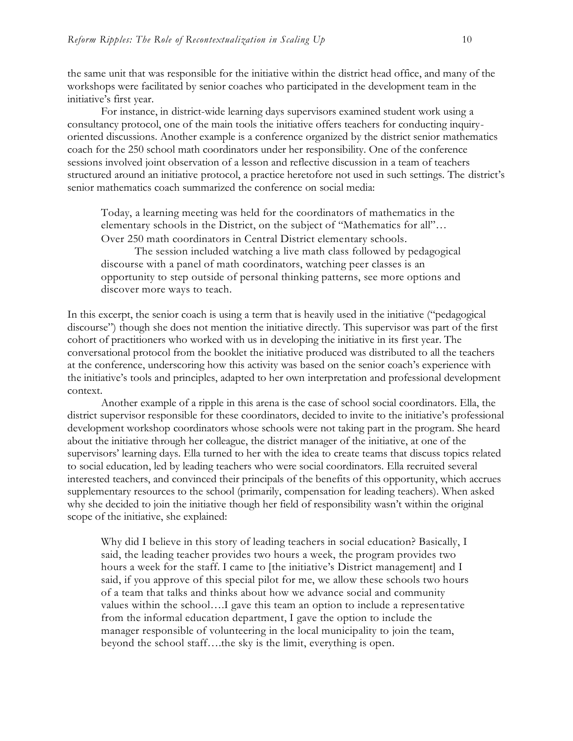the same unit that was responsible for the initiative within the district head office, and many of the workshops were facilitated by senior coaches who participated in the development team in the initiative's first year.

For instance, in district-wide learning days supervisors examined student work using a consultancy protocol, one of the main tools the initiative offers teachers for conducting inquiry-oriented discussions. Another example is a conference organized by the district senior mathematics coach for the 250 school math coordinators under her responsibility. One of the conference sessions involved joint observation of a lesson and reflective discussion in a team of teachers structured around an initiative protocol, a practice heretofore not used in such settings. The district's senior mathematics coach summarized the conference on social media:

> Today, a learning meeting was held for the coordinators of mathematics in the elementary schools in the District, on the subject of "Mathematics for all"… Over 250 math coordinators in Central District elementary schools.
>
> The session included watching a live math class followed by pedagogical discourse with a panel of math coordinators, watching peer classes is an opportunity to step outside of personal thinking patterns, see more options and discover more ways to teach.

In this excerpt, the senior coach is using a term that is heavily used in the initiative ("pedagogical discourse") though she does not mention the initiative directly. This supervisor was part of the first cohort of practitioners who worked with us in developing the initiative in its first year. The conversational protocol from the booklet the initiative produced was distributed to all the teachers at the conference, underscoring how this activity was based on the senior coach's experience with the initiative's tools and principles, adapted to her own interpretation and professional development context.

Another example of a ripple in this arena is the case of school social coordinators. Ella, the district supervisor responsible for these coordinators, decided to invite to the initiative's professional development workshop coordinators whose schools were not taking part in the program. She heard about the initiative through her colleague, the district manager of the initiative, at one of the supervisors' learning days. Ella turned to her with the idea to create teams that discuss topics related to social education, led by leading teachers who were social coordinators. Ella recruited several interested teachers, and convinced their principals of the benefits of this opportunity, which accrues supplementary resources to the school (primarily, compensation for leading teachers). When asked why she decided to join the initiative though her field of responsibility wasn't within the original scope of the initiative, she explained:

> Why did I believe in this story of leading teachers in social education? Basically, I said, the leading teacher provides two hours a week, the program provides two hours a week for the staff. I came to [the initiative's District management] and I said, if you approve of this special pilot for me, we allow these schools two hours of a team that talks and thinks about how we advance social and community values within the school….I gave this team an option to include a representative from the informal education department, I gave the option to include the manager responsible of volunteering in the local municipality to join the team, beyond the school staff….the sky is the limit, everything is open.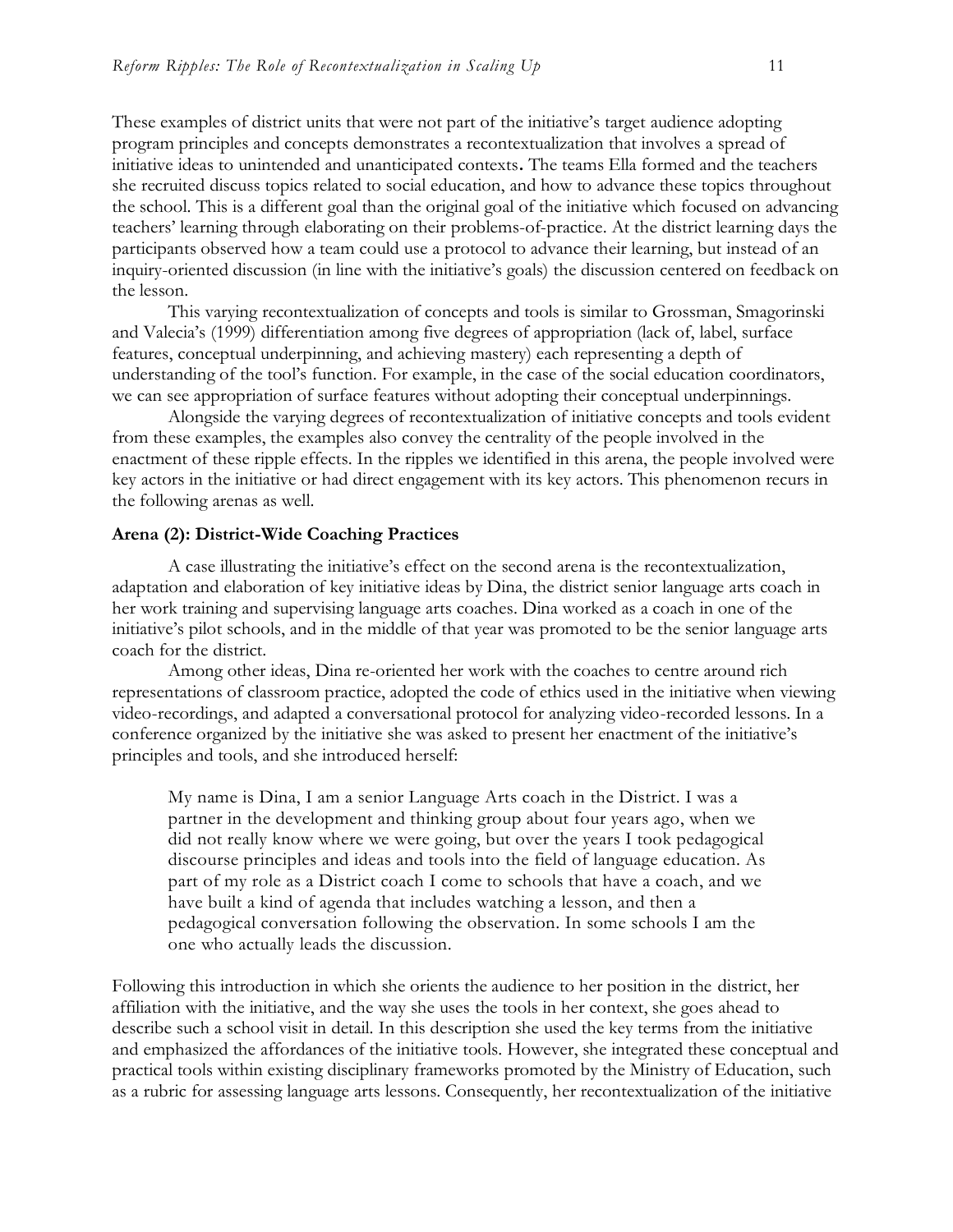These examples of district units that were not part of the initiative's target audience adopting program principles and concepts demonstrates a recontextualization that involves a spread of initiative ideas to unintended and unanticipated contexts**.** The teams Ella formed and the teachers she recruited discuss topics related to social education, and how to advance these topics throughout the school. This is a different goal than the original goal of the initiative which focused on advancing teachers' learning through elaborating on their problems-of-practice. At the district learning days the participants observed how a team could use a protocol to advance their learning, but instead of an inquiry-oriented discussion (in line with the initiative's goals) the discussion centered on feedback on the lesson.

This varying recontextualization of concepts and tools is similar to Grossman, Smagorinski and Valecia's (1999) differentiation among five degrees of appropriation (lack of, label, surface features, conceptual underpinning, and achieving mastery) each representing a depth of understanding of the tool's function. For example, in the case of the social education coordinators, we can see appropriation of surface features without adopting their conceptual underpinnings.

Alongside the varying degrees of recontextualization of initiative concepts and tools evident from these examples, the examples also convey the centrality of the people involved in the enactment of these ripple effects. In the ripples we identified in this arena, the people involved were key actors in the initiative or had direct engagement with its key actors. This phenomenon recurs in the following arenas as well.

**Arena (2): District-Wide Coaching Practices**

A case illustrating the initiative's effect on the second arena is the recontextualization, adaptation and elaboration of key initiative ideas by Dina, the district senior language arts coach in her work training and supervising language arts coaches. Dina worked as a coach in one of the initiative's pilot schools, and in the middle of that year was promoted to be the senior language arts coach for the district.

Among other ideas, Dina re-oriented her work with the coaches to centre around rich representations of classroom practice, adopted the code of ethics used in the initiative when viewing video-recordings, and adapted a conversational protocol for analyzing video-recorded lessons. In a conference organized by the initiative she was asked to present her enactment of the initiative's principles and tools, and she introduced herself:

> My name is Dina, I am a senior Language Arts coach in the District. I was a partner in the development and thinking group about four years ago, when we did not really know where we were going, but over the years I took pedagogical discourse principles and ideas and tools into the field of language education. As part of my role as a District coach I come to schools that have a coach, and we have built a kind of agenda that includes watching a lesson, and then a pedagogical conversation following the observation. In some schools I am the one who actually leads the discussion.

Following this introduction in which she orients the audience to her position in the district, her affiliation with the initiative, and the way she uses the tools in her context, she goes ahead to describe such a school visit in detail. In this description she used the key terms from the initiative and emphasized the affordances of the initiative tools. However, she integrated these conceptual and practical tools within existing disciplinary frameworks promoted by the Ministry of Education, such as a rubric for assessing language arts lessons. Consequently, her recontextualization of the initiative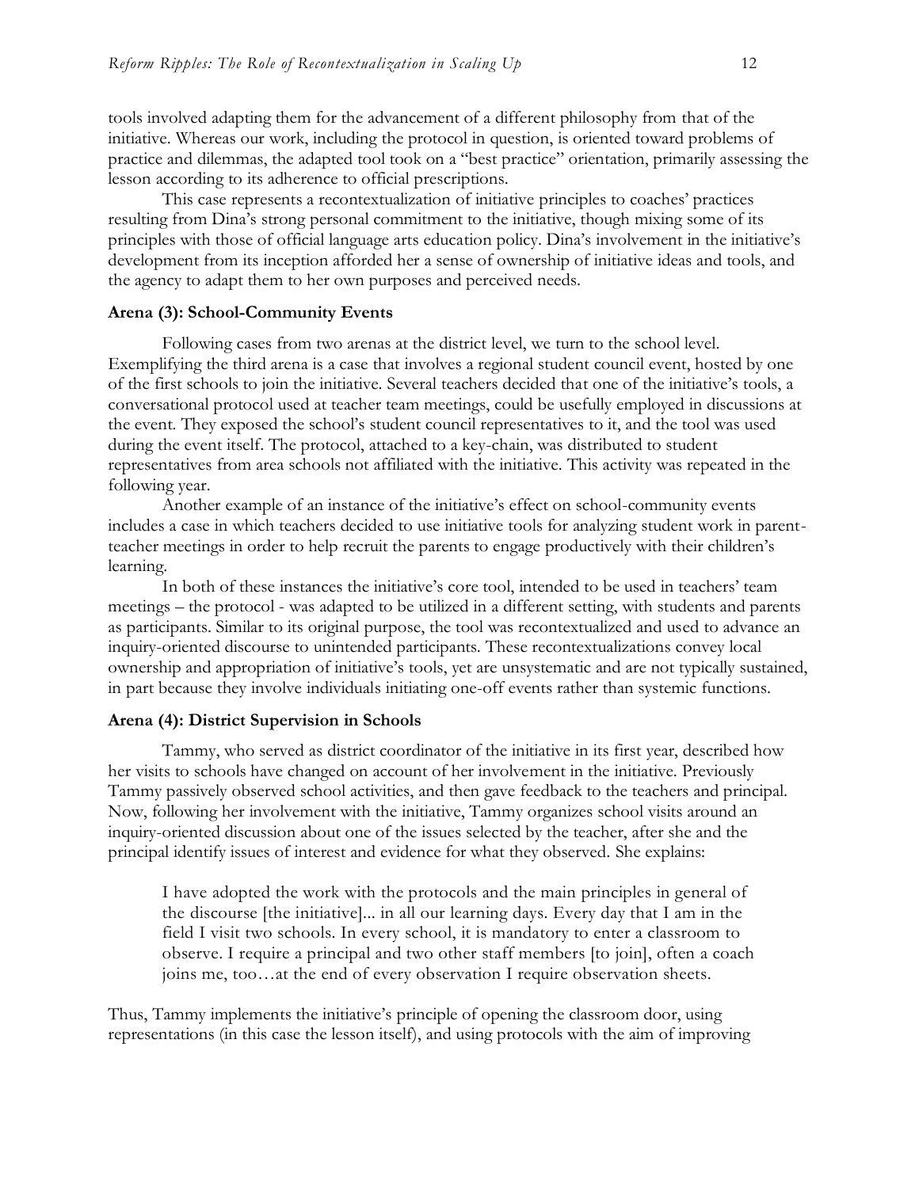tools involved adapting them for the advancement of a different philosophy from that of the initiative. Whereas our work, including the protocol in question, is oriented toward problems of practice and dilemmas, the adapted tool took on a "best practice" orientation, primarily assessing the lesson according to its adherence to official prescriptions.

This case represents a recontextualization of initiative principles to coaches' practices resulting from Dina's strong personal commitment to the initiative, though mixing some of its principles with those of official language arts education policy. Dina's involvement in the initiative's development from its inception afforded her a sense of ownership of initiative ideas and tools, and the agency to adapt them to her own purposes and perceived needs.

**Arena (3): School-Community Events**

Following cases from two arenas at the district level, we turn to the school level. Exemplifying the third arena is a case that involves a regional student council event, hosted by one of the first schools to join the initiative. Several teachers decided that one of the initiative's tools, a conversational protocol used at teacher team meetings, could be usefully employed in discussions at the event. They exposed the school's student council representatives to it, and the tool was used during the event itself. The protocol, attached to a key-chain, was distributed to student representatives from area schools not affiliated with the initiative. This activity was repeated in the following year.

Another example of an instance of the initiative's effect on school-community events includes a case in which teachers decided to use initiative tools for analyzing student work in parent-teacher meetings in order to help recruit the parents to engage productively with their children's learning.

In both of these instances the initiative's core tool, intended to be used in teachers' team meetings – the protocol - was adapted to be utilized in a different setting, with students and parents as participants. Similar to its original purpose, the tool was recontextualized and used to advance an inquiry-oriented discourse to unintended participants. These recontextualizations convey local ownership and appropriation of initiative's tools, yet are unsystematic and are not typically sustained, in part because they involve individuals initiating one-off events rather than systemic functions.

**Arena (4): District Supervision in Schools**

Tammy, who served as district coordinator of the initiative in its first year, described how her visits to schools have changed on account of her involvement in the initiative. Previously Tammy passively observed school activities, and then gave feedback to the teachers and principal. Now, following her involvement with the initiative, Tammy organizes school visits around an inquiry-oriented discussion about one of the issues selected by the teacher, after she and the principal identify issues of interest and evidence for what they observed. She explains:

> I have adopted the work with the protocols and the main principles in general of the discourse [the initiative]... in all our learning days. Every day that I am in the field I visit two schools. In every school, it is mandatory to enter a classroom to observe. I require a principal and two other staff members [to join], often a coach joins me, too…at the end of every observation I require observation sheets.

Thus, Tammy implements the initiative's principle of opening the classroom door, using representations (in this case the lesson itself), and using protocols with the aim of improving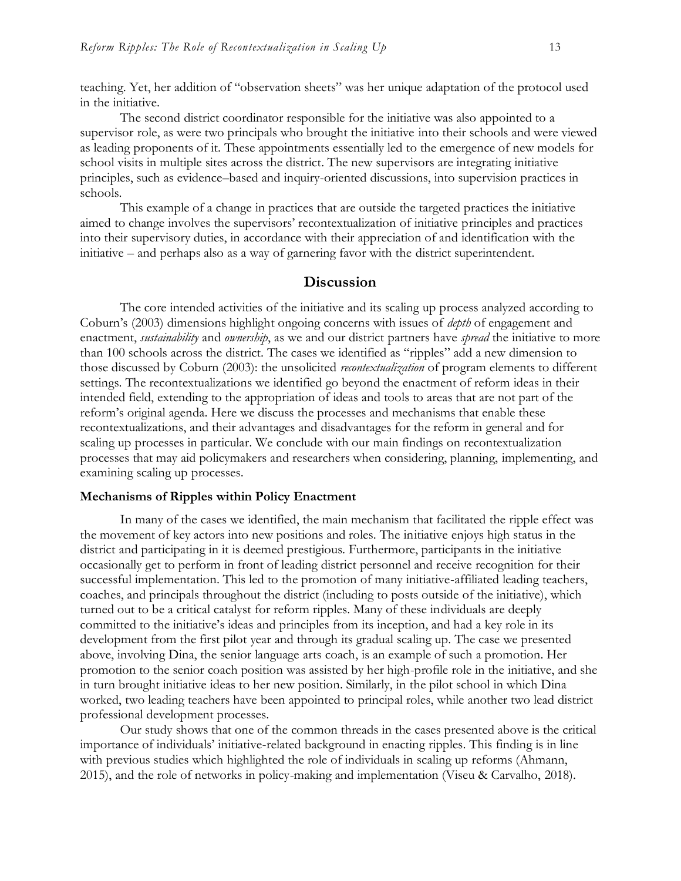teaching. Yet, her addition of "observation sheets" was her unique adaptation of the protocol used in the initiative.

The second district coordinator responsible for the initiative was also appointed to a supervisor role, as were two principals who brought the initiative into their schools and were viewed as leading proponents of it. These appointments essentially led to the emergence of new models for school visits in multiple sites across the district. The new supervisors are integrating initiative principles, such as evidence–based and inquiry-oriented discussions, into supervision practices in schools.

This example of a change in practices that are outside the targeted practices the initiative aimed to change involves the supervisors' recontextualization of initiative principles and practices into their supervisory duties, in accordance with their appreciation of and identification with the initiative – and perhaps also as a way of garnering favor with the district superintendent.

## Discussion

The core intended activities of the initiative and its scaling up process analyzed according to Coburn's (2003) dimensions highlight ongoing concerns with issues of *depth* of engagement and enactment, *sustainability* and *ownership*, as we and our district partners have *spread* the initiative to more than 100 schools across the district. The cases we identified as "ripples" add a new dimension to those discussed by Coburn (2003): the unsolicited *recontextualization* of program elements to different settings. The recontextualizations we identified go beyond the enactment of reform ideas in their intended field, extending to the appropriation of ideas and tools to areas that are not part of the reform's original agenda. Here we discuss the processes and mechanisms that enable these recontextualizations, and their advantages and disadvantages for the reform in general and for scaling up processes in particular. We conclude with our main findings on recontextualization processes that may aid policymakers and researchers when considering, planning, implementing, and examining scaling up processes.

### Mechanisms of Ripples within Policy Enactment

In many of the cases we identified, the main mechanism that facilitated the ripple effect was the movement of key actors into new positions and roles. The initiative enjoys high status in the district and participating in it is deemed prestigious. Furthermore, participants in the initiative occasionally get to perform in front of leading district personnel and receive recognition for their successful implementation. This led to the promotion of many initiative-affiliated leading teachers, coaches, and principals throughout the district (including to posts outside of the initiative), which turned out to be a critical catalyst for reform ripples. Many of these individuals are deeply committed to the initiative's ideas and principles from its inception, and had a key role in its development from the first pilot year and through its gradual scaling up. The case we presented above, involving Dina, the senior language arts coach, is an example of such a promotion. Her promotion to the senior coach position was assisted by her high-profile role in the initiative, and she in turn brought initiative ideas to her new position. Similarly, in the pilot school in which Dina worked, two leading teachers have been appointed to principal roles, while another two lead district professional development processes.

Our study shows that one of the common threads in the cases presented above is the critical importance of individuals' initiative-related background in enacting ripples. This finding is in line with previous studies which highlighted the role of individuals in scaling up reforms (Ahmann, 2015), and the role of networks in policy-making and implementation (Viseu & Carvalho, 2018).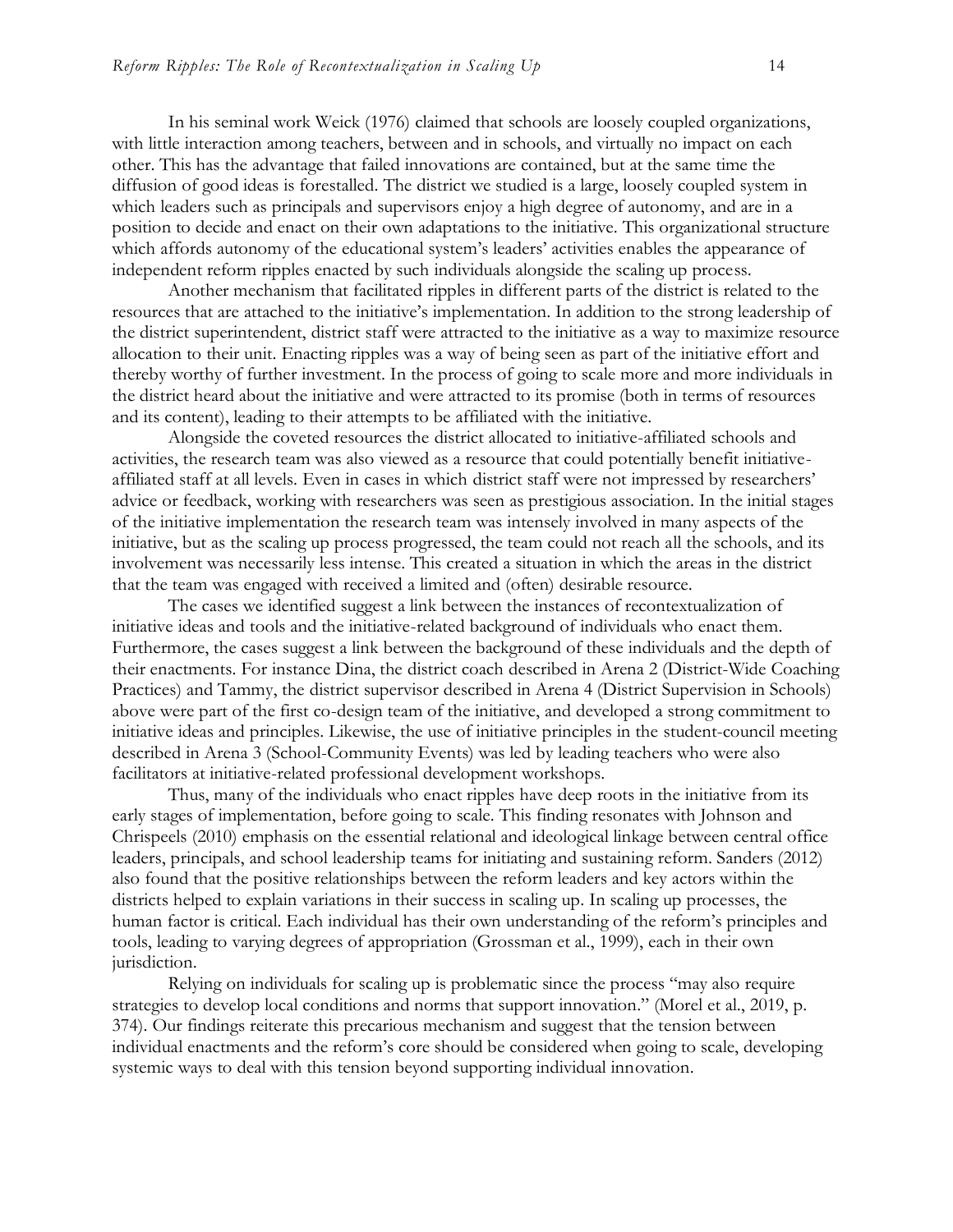In his seminal work Weick (1976) claimed that schools are loosely coupled organizations, with little interaction among teachers, between and in schools, and virtually no impact on each other. This has the advantage that failed innovations are contained, but at the same time the diffusion of good ideas is forestalled. The district we studied is a large, loosely coupled system in which leaders such as principals and supervisors enjoy a high degree of autonomy, and are in a position to decide and enact on their own adaptations to the initiative. This organizational structure which affords autonomy of the educational system's leaders' activities enables the appearance of independent reform ripples enacted by such individuals alongside the scaling up process.

Another mechanism that facilitated ripples in different parts of the district is related to the resources that are attached to the initiative's implementation. In addition to the strong leadership of the district superintendent, district staff were attracted to the initiative as a way to maximize resource allocation to their unit. Enacting ripples was a way of being seen as part of the initiative effort and thereby worthy of further investment. In the process of going to scale more and more individuals in the district heard about the initiative and were attracted to its promise (both in terms of resources and its content), leading to their attempts to be affiliated with the initiative.

Alongside the coveted resources the district allocated to initiative-affiliated schools and activities, the research team was also viewed as a resource that could potentially benefit initiative-affiliated staff at all levels. Even in cases in which district staff were not impressed by researchers' advice or feedback, working with researchers was seen as prestigious association. In the initial stages of the initiative implementation the research team was intensely involved in many aspects of the initiative, but as the scaling up process progressed, the team could not reach all the schools, and its involvement was necessarily less intense. This created a situation in which the areas in the district that the team was engaged with received a limited and (often) desirable resource.

The cases we identified suggest a link between the instances of recontextualization of initiative ideas and tools and the initiative-related background of individuals who enact them. Furthermore, the cases suggest a link between the background of these individuals and the depth of their enactments. For instance Dina, the district coach described in Arena 2 (District-Wide Coaching Practices) and Tammy, the district supervisor described in Arena 4 (District Supervision in Schools) above were part of the first co-design team of the initiative, and developed a strong commitment to initiative ideas and principles. Likewise, the use of initiative principles in the student-council meeting described in Arena 3 (School-Community Events) was led by leading teachers who were also facilitators at initiative-related professional development workshops.

Thus, many of the individuals who enact ripples have deep roots in the initiative from its early stages of implementation, before going to scale. This finding resonates with Johnson and Chrispeels (2010) emphasis on the essential relational and ideological linkage between central office leaders, principals, and school leadership teams for initiating and sustaining reform. Sanders (2012) also found that the positive relationships between the reform leaders and key actors within the districts helped to explain variations in their success in scaling up. In scaling up processes, the human factor is critical. Each individual has their own understanding of the reform's principles and tools, leading to varying degrees of appropriation (Grossman et al., 1999), each in their own jurisdiction.

Relying on individuals for scaling up is problematic since the process "may also require strategies to develop local conditions and norms that support innovation." (Morel et al., 2019, p. 374). Our findings reiterate this precarious mechanism and suggest that the tension between individual enactments and the reform's core should be considered when going to scale, developing systemic ways to deal with this tension beyond supporting individual innovation.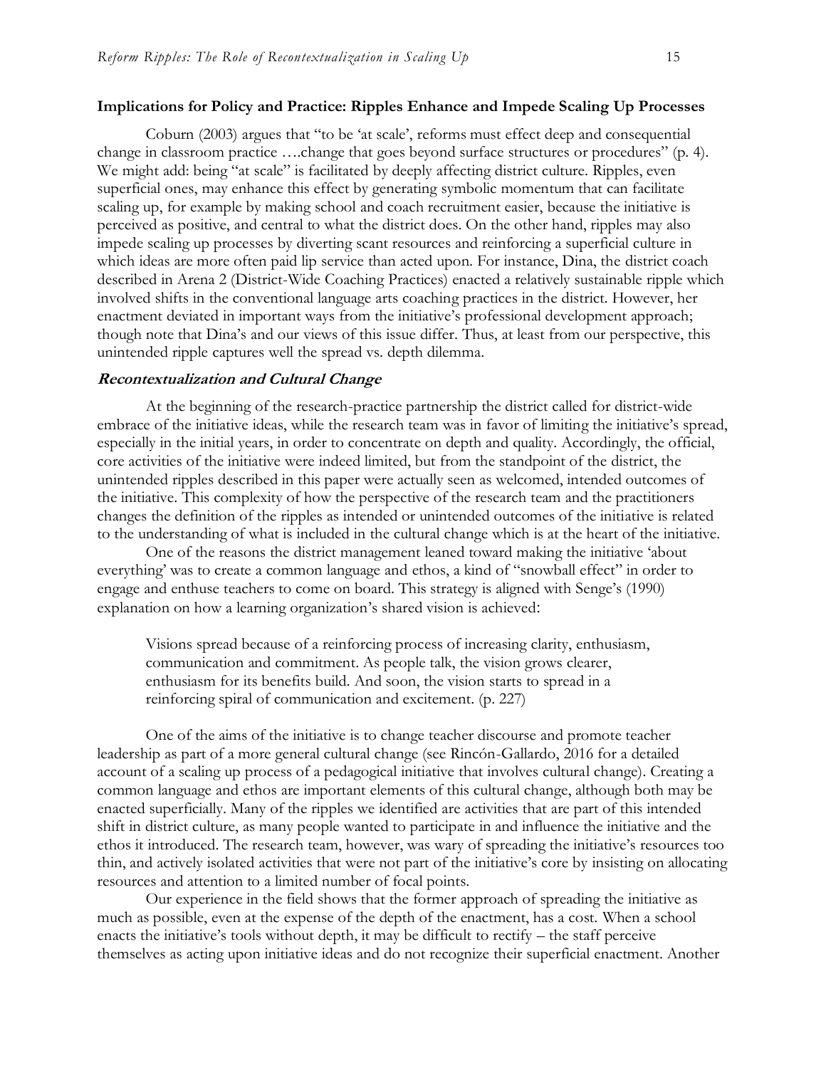## Implications for Policy and Practice: Ripples Enhance and Impede Scaling Up Processes

Coburn (2003) argues that "to be 'at scale', reforms must effect deep and consequential change in classroom practice ….change that goes beyond surface structures or procedures" (p. 4). We might add: being "at scale" is facilitated by deeply affecting district culture. Ripples, even superficial ones, may enhance this effect by generating symbolic momentum that can facilitate scaling up, for example by making school and coach recruitment easier, because the initiative is perceived as positive, and central to what the district does. On the other hand, ripples may also impede scaling up processes by diverting scant resources and reinforcing a superficial culture in which ideas are more often paid lip service than acted upon. For instance, Dina, the district coach described in Arena 2 (District-Wide Coaching Practices) enacted a relatively sustainable ripple which involved shifts in the conventional language arts coaching practices in the district. However, her enactment deviated in important ways from the initiative's professional development approach; though note that Dina's and our views of this issue differ. Thus, at least from our perspective, this unintended ripple captures well the spread vs. depth dilemma.

### *Recontextualization and Cultural Change*

At the beginning of the research-practice partnership the district called for district-wide embrace of the initiative ideas, while the research team was in favor of limiting the initiative's spread, especially in the initial years, in order to concentrate on depth and quality. Accordingly, the official, core activities of the initiative were indeed limited, but from the standpoint of the district, the unintended ripples described in this paper were actually seen as welcomed, intended outcomes of the initiative. This complexity of how the perspective of the research team and the practitioners changes the definition of the ripples as intended or unintended outcomes of the initiative is related to the understanding of what is included in the cultural change which is at the heart of the initiative.

One of the reasons the district management leaned toward making the initiative 'about everything' was to create a common language and ethos, a kind of "snowball effect" in order to engage and enthuse teachers to come on board. This strategy is aligned with Senge's (1990) explanation on how a learning organization's shared vision is achieved:

> Visions spread because of a reinforcing process of increasing clarity, enthusiasm, communication and commitment. As people talk, the vision grows clearer, enthusiasm for its benefits build. And soon, the vision starts to spread in a reinforcing spiral of communication and excitement. (p. 227)

One of the aims of the initiative is to change teacher discourse and promote teacher leadership as part of a more general cultural change (see Rincón-Gallardo, 2016 for a detailed account of a scaling up process of a pedagogical initiative that involves cultural change). Creating a common language and ethos are important elements of this cultural change, although both may be enacted superficially. Many of the ripples we identified are activities that are part of this intended shift in district culture, as many people wanted to participate in and influence the initiative and the ethos it introduced. The research team, however, was wary of spreading the initiative's resources too thin, and actively isolated activities that were not part of the initiative's core by insisting on allocating resources and attention to a limited number of focal points.

Our experience in the field shows that the former approach of spreading the initiative as much as possible, even at the expense of the depth of the enactment, has a cost. When a school enacts the initiative's tools without depth, it may be difficult to rectify – the staff perceive themselves as acting upon initiative ideas and do not recognize their superficial enactment. Another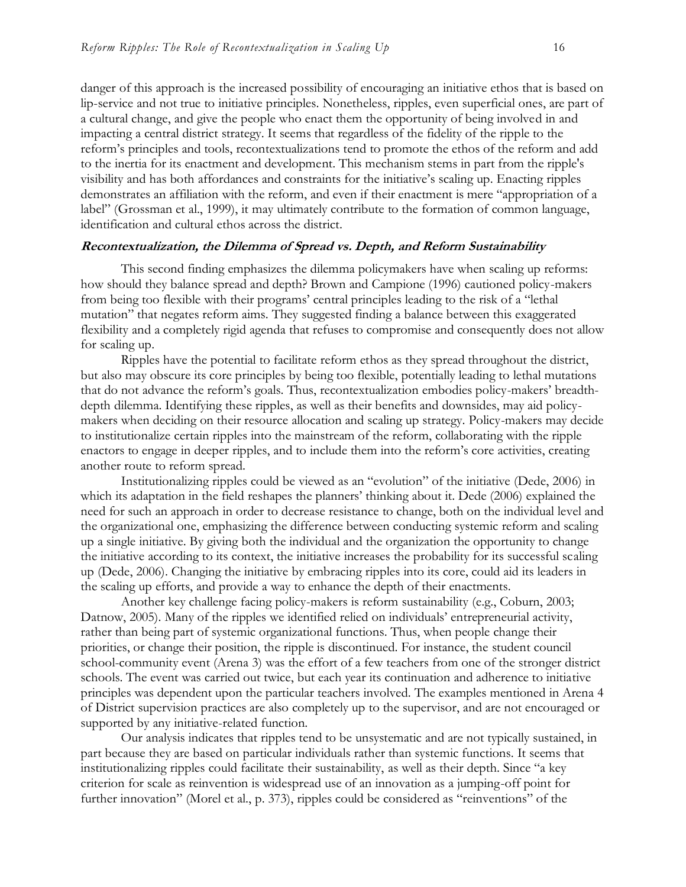danger of this approach is the increased possibility of encouraging an initiative ethos that is based on lip-service and not true to initiative principles. Nonetheless, ripples, even superficial ones, are part of a cultural change, and give the people who enact them the opportunity of being involved in and impacting a central district strategy. It seems that regardless of the fidelity of the ripple to the reform's principles and tools, recontextualizations tend to promote the ethos of the reform and add to the inertia for its enactment and development. This mechanism stems in part from the ripple's visibility and has both affordances and constraints for the initiative's scaling up. Enacting ripples demonstrates an affiliation with the reform, and even if their enactment is mere "appropriation of a label" (Grossman et al., 1999), it may ultimately contribute to the formation of common language, identification and cultural ethos across the district.

### *Recontextualization, the Dilemma of Spread vs. Depth, and Reform Sustainability*

This second finding emphasizes the dilemma policymakers have when scaling up reforms: how should they balance spread and depth? Brown and Campione (1996) cautioned policy-makers from being too flexible with their programs' central principles leading to the risk of a "lethal mutation" that negates reform aims. They suggested finding a balance between this exaggerated flexibility and a completely rigid agenda that refuses to compromise and consequently does not allow for scaling up.

Ripples have the potential to facilitate reform ethos as they spread throughout the district, but also may obscure its core principles by being too flexible, potentially leading to lethal mutations that do not advance the reform's goals. Thus, recontextualization embodies policy-makers' breadth-depth dilemma. Identifying these ripples, as well as their benefits and downsides, may aid policy-makers when deciding on their resource allocation and scaling up strategy. Policy-makers may decide to institutionalize certain ripples into the mainstream of the reform, collaborating with the ripple enactors to engage in deeper ripples, and to include them into the reform's core activities, creating another route to reform spread.

Institutionalizing ripples could be viewed as an "evolution" of the initiative (Dede, 2006) in which its adaptation in the field reshapes the planners' thinking about it. Dede (2006) explained the need for such an approach in order to decrease resistance to change, both on the individual level and the organizational one, emphasizing the difference between conducting systemic reform and scaling up a single initiative. By giving both the individual and the organization the opportunity to change the initiative according to its context, the initiative increases the probability for its successful scaling up (Dede, 2006). Changing the initiative by embracing ripples into its core, could aid its leaders in the scaling up efforts, and provide a way to enhance the depth of their enactments.

Another key challenge facing policy-makers is reform sustainability (e.g., Coburn, 2003; Datnow, 2005). Many of the ripples we identified relied on individuals' entrepreneurial activity, rather than being part of systemic organizational functions. Thus, when people change their priorities, or change their position, the ripple is discontinued. For instance, the student council school-community event (Arena 3) was the effort of a few teachers from one of the stronger district schools. The event was carried out twice, but each year its continuation and adherence to initiative principles was dependent upon the particular teachers involved. The examples mentioned in Arena 4 of District supervision practices are also completely up to the supervisor, and are not encouraged or supported by any initiative-related function.

Our analysis indicates that ripples tend to be unsystematic and are not typically sustained, in part because they are based on particular individuals rather than systemic functions. It seems that institutionalizing ripples could facilitate their sustainability, as well as their depth. Since "a key criterion for scale as reinvention is widespread use of an innovation as a jumping-off point for further innovation" (Morel et al., p. 373), ripples could be considered as "reinventions" of the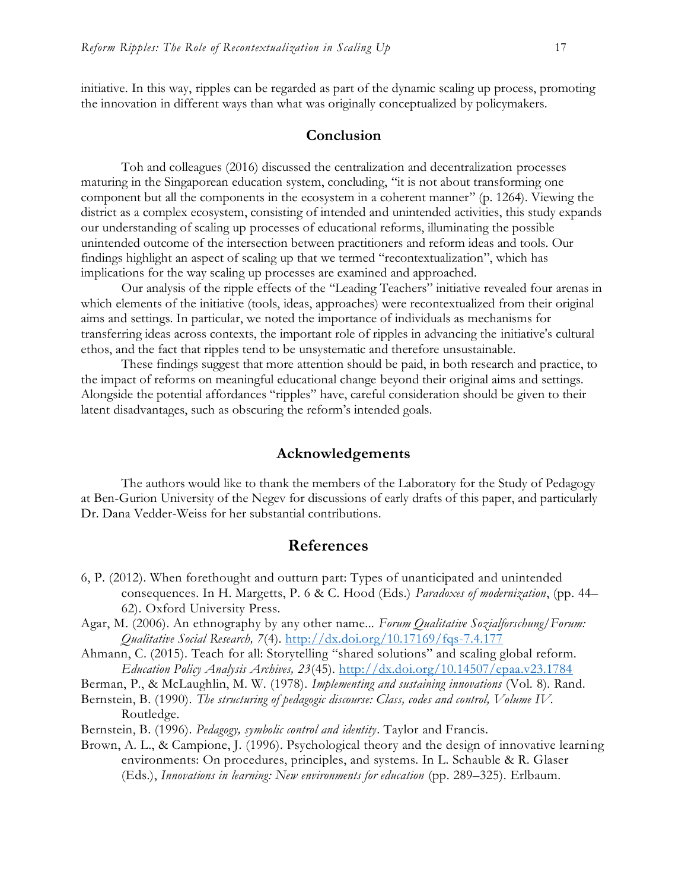initiative. In this way, ripples can be regarded as part of the dynamic scaling up process, promoting the innovation in different ways than what was originally conceptualized by policymakers.

## Conclusion

Toh and colleagues (2016) discussed the centralization and decentralization processes maturing in the Singaporean education system, concluding, "it is not about transforming one component but all the components in the ecosystem in a coherent manner" (p. 1264). Viewing the district as a complex ecosystem, consisting of intended and unintended activities, this study expands our understanding of scaling up processes of educational reforms, illuminating the possible unintended outcome of the intersection between practitioners and reform ideas and tools. Our findings highlight an aspect of scaling up that we termed "recontextualization", which has implications for the way scaling up processes are examined and approached.

Our analysis of the ripple effects of the "Leading Teachers" initiative revealed four arenas in which elements of the initiative (tools, ideas, approaches) were recontextualized from their original aims and settings. In particular, we noted the importance of individuals as mechanisms for transferring ideas across contexts, the important role of ripples in advancing the initiative's cultural ethos, and the fact that ripples tend to be unsystematic and therefore unsustainable.

These findings suggest that more attention should be paid, in both research and practice, to the impact of reforms on meaningful educational change beyond their original aims and settings. Alongside the potential affordances "ripples" have, careful consideration should be given to their latent disadvantages, such as obscuring the reform's intended goals.

## Acknowledgements

The authors would like to thank the members of the Laboratory for the Study of Pedagogy at Ben-Gurion University of the Negev for discussions of early drafts of this paper, and particularly Dr. Dana Vedder-Weiss for her substantial contributions.

## References

6, P. (2012). When forethought and outturn part: Types of unanticipated and unintended consequences. In H. Margetts, P. 6 & C. Hood (Eds.) *Paradoxes of modernization*, (pp. 44–62). Oxford University Press.

Agar, M. (2006). An ethnography by any other name... *Forum Qualitative Sozialforschung/Forum: Qualitative Social Research, 7*(4). http://dx.doi.org/10.17169/fqs-7.4.177

Ahmann, C. (2015). Teach for all: Storytelling "shared solutions" and scaling global reform. *Education Policy Analysis Archives, 23*(45). http://dx.doi.org/10.14507/epaa.v23.1784

Berman, P., & McLaughlin, M. W. (1978). *Implementing and sustaining innovations* (Vol. 8). Rand.

Bernstein, B. (1990). *The structuring of pedagogic discourse: Class, codes and control, Volume IV*. Routledge.

Bernstein, B. (1996). *Pedagogy, symbolic control and identity*. Taylor and Francis.

Brown, A. L., & Campione, J. (1996). Psychological theory and the design of innovative learning environments: On procedures, principles, and systems. In L. Schauble & R. Glaser (Eds.), *Innovations in learning: New environments for education* (pp. 289–325). Erlbaum.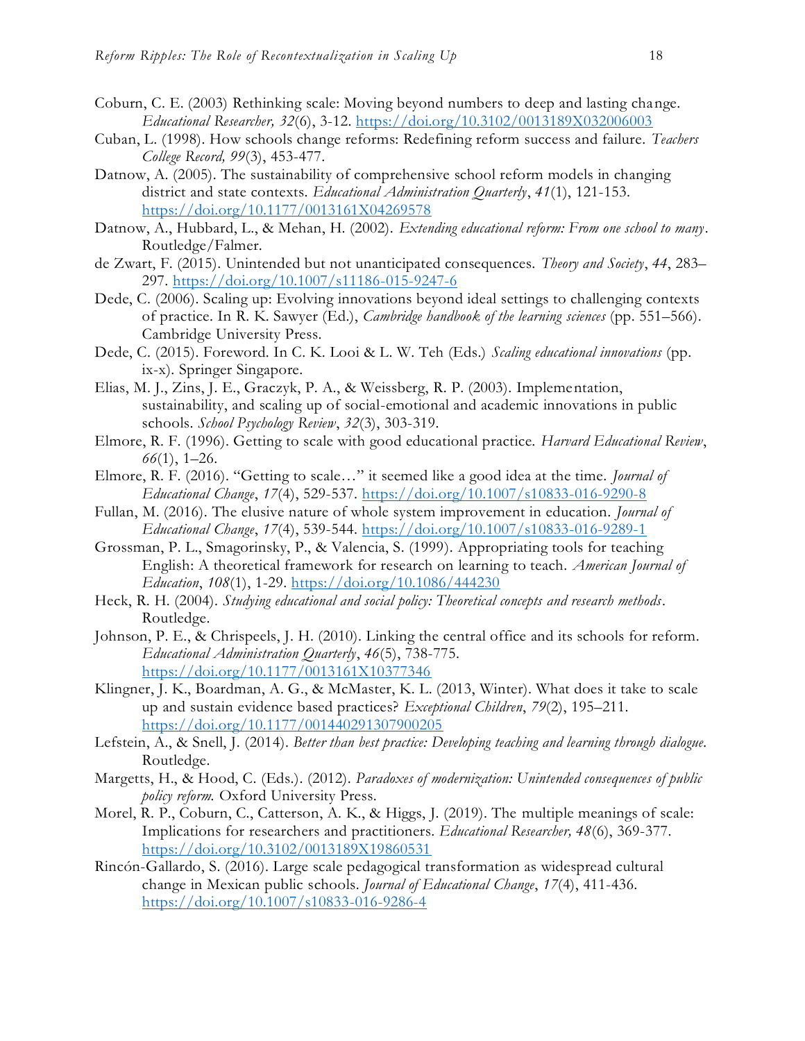Coburn, C. E. (2003) Rethinking scale: Moving beyond numbers to deep and lasting change. *Educational Researcher, 32*(6), 3-12. https://doi.org/10.3102/0013189X032006003

Cuban, L. (1998). How schools change reforms: Redefining reform success and failure. *Teachers College Record, 99*(3), 453-477.

Datnow, A. (2005). The sustainability of comprehensive school reform models in changing district and state contexts. *Educational Administration Quarterly*, *41*(1), 121-153. https://doi.org/10.1177/0013161X04269578

Datnow, A., Hubbard, L., & Mehan, H. (2002). *Extending educational reform: From one school to many*. Routledge/Falmer.

de Zwart, F. (2015). Unintended but not unanticipated consequences. *Theory and Society*, *44*, 283–297. https://doi.org/10.1007/s11186-015-9247-6

Dede, C. (2006). Scaling up: Evolving innovations beyond ideal settings to challenging contexts of practice. In R. K. Sawyer (Ed.), *Cambridge handbook of the learning sciences* (pp. 551–566). Cambridge University Press.

Dede, C. (2015). Foreword. In C. K. Looi & L. W. Teh (Eds.) *Scaling educational innovations* (pp. ix-x). Springer Singapore.

Elias, M. J., Zins, J. E., Graczyk, P. A., & Weissberg, R. P. (2003). Implementation, sustainability, and scaling up of social-emotional and academic innovations in public schools. *School Psychology Review*, *32*(3), 303-319.

Elmore, R. F. (1996). Getting to scale with good educational practice. *Harvard Educational Review*, *66*(1), 1–26.

Elmore, R. F. (2016). "Getting to scale…" it seemed like a good idea at the time. *Journal of Educational Change*, *17*(4), 529-537. https://doi.org/10.1007/s10833-016-9290-8

Fullan, M. (2016). The elusive nature of whole system improvement in education. *Journal of Educational Change*, *17*(4), 539-544. https://doi.org/10.1007/s10833-016-9289-1

Grossman, P. L., Smagorinsky, P., & Valencia, S. (1999). Appropriating tools for teaching English: A theoretical framework for research on learning to teach. *American Journal of Education*, *108*(1), 1-29. https://doi.org/10.1086/444230

Heck, R. H. (2004). *Studying educational and social policy: Theoretical concepts and research methods*. Routledge.

Johnson, P. E., & Chrispeels, J. H. (2010). Linking the central office and its schools for reform. *Educational Administration Quarterly*, *46*(5), 738-775. https://doi.org/10.1177/0013161X10377346

Klingner, J. K., Boardman, A. G., & McMaster, K. L. (2013, Winter). What does it take to scale up and sustain evidence based practices? *Exceptional Children*, *79*(2), 195–211. https://doi.org/10.1177/001440291307900205

Lefstein, A., & Snell, J. (2014). *Better than best practice: Developing teaching and learning through dialogue.* Routledge.

Margetts, H., & Hood, C. (Eds.). (2012). *Paradoxes of modernization: Unintended consequences of public policy reform.* Oxford University Press.

Morel, R. P., Coburn, C., Catterson, A. K., & Higgs, J. (2019). The multiple meanings of scale: Implications for researchers and practitioners. *Educational Researcher, 48*(6), 369-377. https://doi.org/10.3102/0013189X19860531

Rincón-Gallardo, S. (2016). Large scale pedagogical transformation as widespread cultural change in Mexican public schools. *Journal of Educational Change*, *17*(4), 411-436. https://doi.org/10.1007/s10833-016-9286-4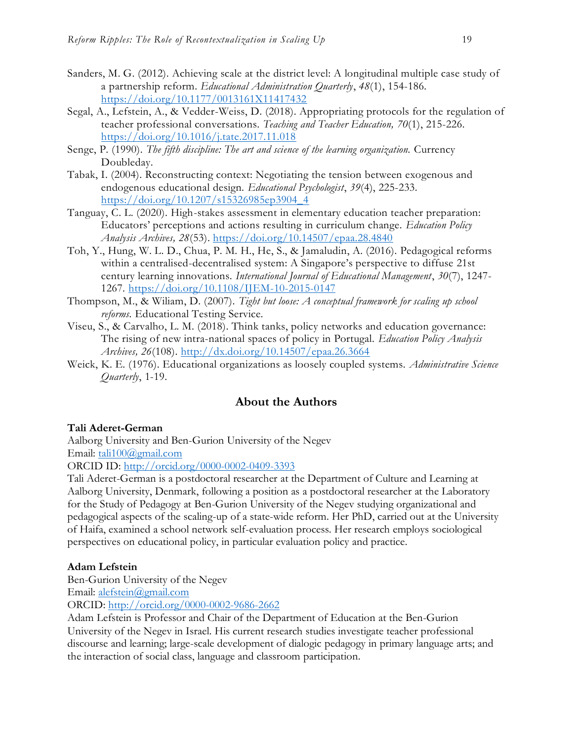Sanders, M. G. (2012). Achieving scale at the district level: A longitudinal multiple case study of a partnership reform. *Educational Administration Quarterly*, *48*(1), 154-186. https://doi.org/10.1177/0013161X11417432

Segal, A., Lefstein, A., & Vedder-Weiss, D. (2018). Appropriating protocols for the regulation of teacher professional conversations. *Teaching and Teacher Education, 70*(1), 215-226. https://doi.org/10.1016/j.tate.2017.11.018

Senge, P. (1990). *The fifth discipline: The art and science of the learning organization.* Currency Doubleday.

Tabak, I. (2004). Reconstructing context: Negotiating the tension between exogenous and endogenous educational design. *Educational Psychologist*, *39*(4), 225-233. https://doi.org/10.1207/s15326985ep3904_4

Tanguay, C. L. (2020). High-stakes assessment in elementary education teacher preparation: Educators' perceptions and actions resulting in curriculum change. *Education Policy Analysis Archives, 28*(53). https://doi.org/10.14507/epaa.28.4840

Toh, Y., Hung, W. L. D., Chua, P. M. H., He, S., & Jamaludin, A. (2016). Pedagogical reforms within a centralised-decentralised system: A Singapore's perspective to diffuse 21st century learning innovations. *International Journal of Educational Management*, *30*(7), 1247-1267. https://doi.org/10.1108/IJEM-10-2015-0147

Thompson, M., & Wiliam, D. (2007). *Tight but loose: A conceptual framework for scaling up school reforms.* Educational Testing Service.

Viseu, S., & Carvalho, L. M. (2018). Think tanks, policy networks and education governance: The rising of new intra-national spaces of policy in Portugal. *Education Policy Analysis Archives, 26*(108). http://dx.doi.org/10.14507/epaa.26.3664

Weick, K. E. (1976). Educational organizations as loosely coupled systems. *Administrative Science Quarterly*, 1-19.

## About the Authors

**Tali Aderet-German**
Aalborg University and Ben-Gurion University of the Negev
Email: tali100@gmail.com
ORCID ID: http://orcid.org/0000-0002-0409-3393
Tali Aderet-German is a postdoctoral researcher at the Department of Culture and Learning at Aalborg University, Denmark, following a position as a postdoctoral researcher at the Laboratory for the Study of Pedagogy at Ben-Gurion University of the Negev studying organizational and pedagogical aspects of the scaling-up of a state-wide reform. Her PhD, carried out at the University of Haifa, examined a school network self-evaluation process. Her research employs sociological perspectives on educational policy, in particular evaluation policy and practice.

**Adam Lefstein**
Ben-Gurion University of the Negev
Email: alefstein@gmail.com
ORCID: http://orcid.org/0000-0002-9686-2662
Adam Lefstein is Professor and Chair of the Department of Education at the Ben-Gurion University of the Negev in Israel. His current research studies investigate teacher professional discourse and learning; large-scale development of dialogic pedagogy in primary language arts; and the interaction of social class, language and classroom participation.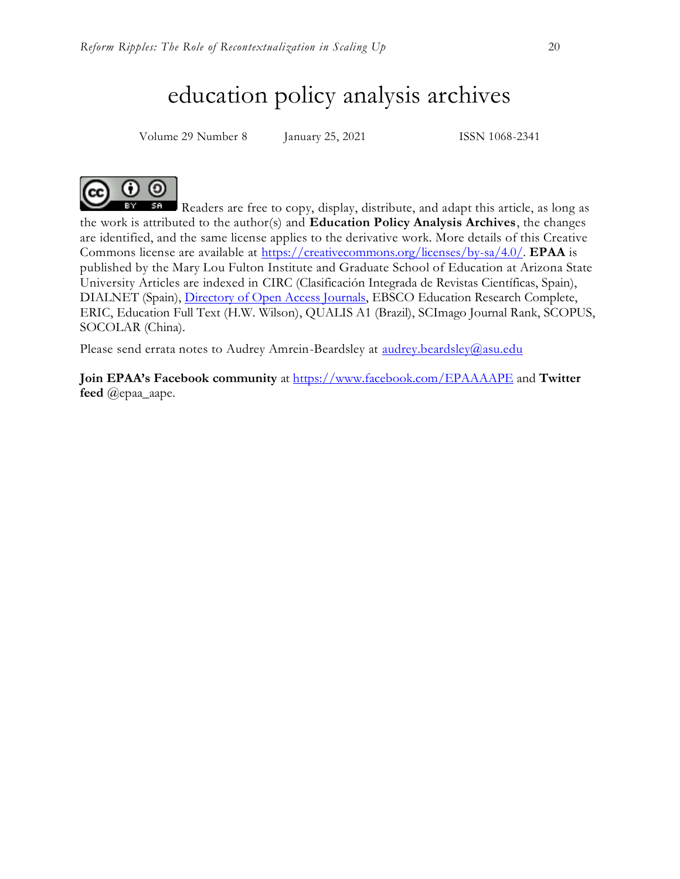# education policy analysis archives

Volume 29 Number 8 January 25, 2021 ISSN 1068-2341

Readers are free to copy, display, distribute, and adapt this article, as long as the work is attributed to the author(s) and **Education Policy Analysis Archives**, the changes are identified, and the same license applies to the derivative work. More details of this Creative Commons license are available at [https://creativecommons.org/licenses/by-sa/4.0/](https://creativecommons.org/licenses/by-sa/4.0/). **EPAA** is published by the Mary Lou Fulton Institute and Graduate School of Education at Arizona State University Articles are indexed in CIRC (Clasificación Integrada de Revistas Científicas, Spain), DIALNET (Spain), Directory of Open Access Journals, EBSCO Education Research Complete, ERIC, Education Full Text (H.W. Wilson), QUALIS A1 (Brazil), SCImago Journal Rank, SCOPUS, SOCOLAR (China).

Please send errata notes to Audrey Amrein-Beardsley at [audrey.beardsley@asu.edu](mailto:audrey.beardsley@asu.edu)

**Join EPAA's Facebook community** at [https://www.facebook.com/EPAAAAPE](https://www.facebook.com/EPAAAAPE) and **Twitter feed** @epaa_aape.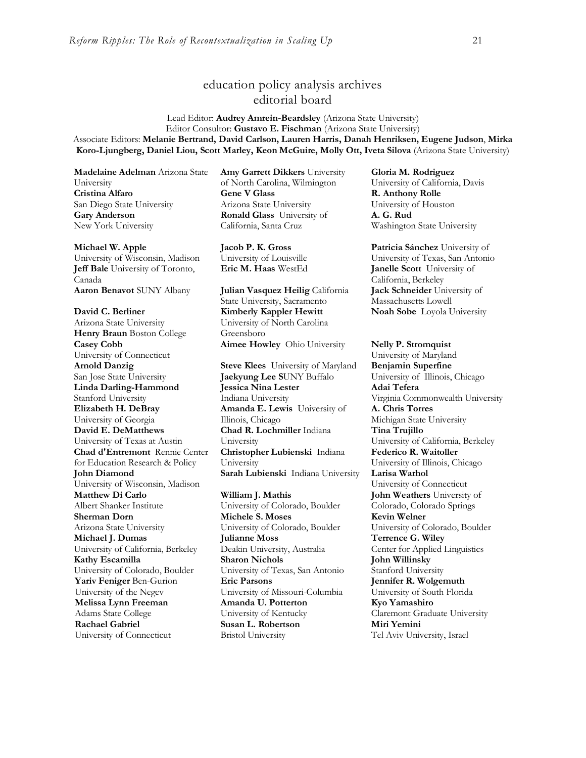# education policy analysis archives editorial board

Lead Editor: **Audrey Amrein-Beardsley** (Arizona State University)
Editor Consultor: **Gustavo E. Fischman** (Arizona State University)
Associate Editors: **Melanie Bertrand, David Carlson, Lauren Harris, Danah Henriksen, Eugene Judson**, **Mirka Koro-Ljungberg, Daniel Liou, Scott Marley, Keon McGuire, Molly Ott, Iveta Silova** (Arizona State University)

**Madelaine Adelman** Arizona State University
**Cristina Alfaro** San Diego State University
**Gary Anderson** New York University

**Michael W. Apple** University of Wisconsin, Madison
**Jeff Bale** University of Toronto, Canada
**Aaron Benavot** SUNY Albany

**David C. Berliner** Arizona State University
**Henry Braun** Boston College
**Casey Cobb** University of Connecticut
**Arnold Danzig** San Jose State University
**Linda Darling-Hammond** Stanford University
**Elizabeth H. DeBray** University of Georgia
**David E. DeMatthews** University of Texas at Austin
**Chad d'Entremont** Rennie Center for Education Research & Policy
**John Diamond** University of Wisconsin, Madison
**Matthew Di Carlo** Albert Shanker Institute
**Sherman Dorn** Arizona State University
**Michael J. Dumas** University of California, Berkeley
**Kathy Escamilla** University of Colorado, Boulder
**Yariv Feniger** Ben-Gurion University of the Negev
**Melissa Lynn Freeman** Adams State College
**Rachael Gabriel** University of Connecticut

**Amy Garrett Dikkers** University of North Carolina, Wilmington
**Gene V Glass** Arizona State University
**Ronald Glass** University of California, Santa Cruz

**Jacob P. K. Gross** University of Louisville
**Eric M. Haas** WestEd

**Julian Vasquez Heilig** California State University, Sacramento
**Kimberly Kappler Hewitt** University of North Carolina Greensboro
**Aimee Howley** Ohio University

**Steve Klees** University of Maryland
**Jaekyung Lee S**UNY Buffalo
**Jessica Nina Lester** Indiana University
**Amanda E. Lewis** University of Illinois, Chicago
**Chad R. Lochmiller** Indiana University
**Christopher Lubienski** Indiana University
**Sarah Lubienski** Indiana University

**William J. Mathis** University of Colorado, Boulder
**Michele S. Moses** University of Colorado, Boulder
**Julianne Moss** Deakin University, Australia
**Sharon Nichols** University of Texas, San Antonio
**Eric Parsons** University of Missouri-Columbia
**Amanda U. Potterton** University of Kentucky
**Susan L. Robertson** Bristol University

**Gloria M. Rodriguez** University of California, Davis
**R. Anthony Rolle** University of Houston
**A. G. Rud** Washington State University

**Patricia Sánchez** University of University of Texas, San Antonio
**Janelle Scott** University of California, Berkeley
**Jack Schneider** University of Massachusetts Lowell
**Noah Sobe** Loyola University

**Nelly P. Stromquist** University of Maryland
**Benjamin Superfine** University of Illinois, Chicago
**Adai Tefera** Virginia Commonwealth University
**A. Chris Torres** Michigan State University
**Tina Trujillo** University of California, Berkeley
**Federico R. Waitoller** University of Illinois, Chicago
**Larisa Warhol** University of Connecticut
**John Weathers** University of Colorado, Colorado Springs
**Kevin Welner** University of Colorado, Boulder
**Terrence G. Wiley** Center for Applied Linguistics
**John Willinsky** Stanford University
**Jennifer R. Wolgemuth** University of South Florida
**Kyo Yamashiro** Claremont Graduate University
**Miri Yemini** Tel Aviv University, Israel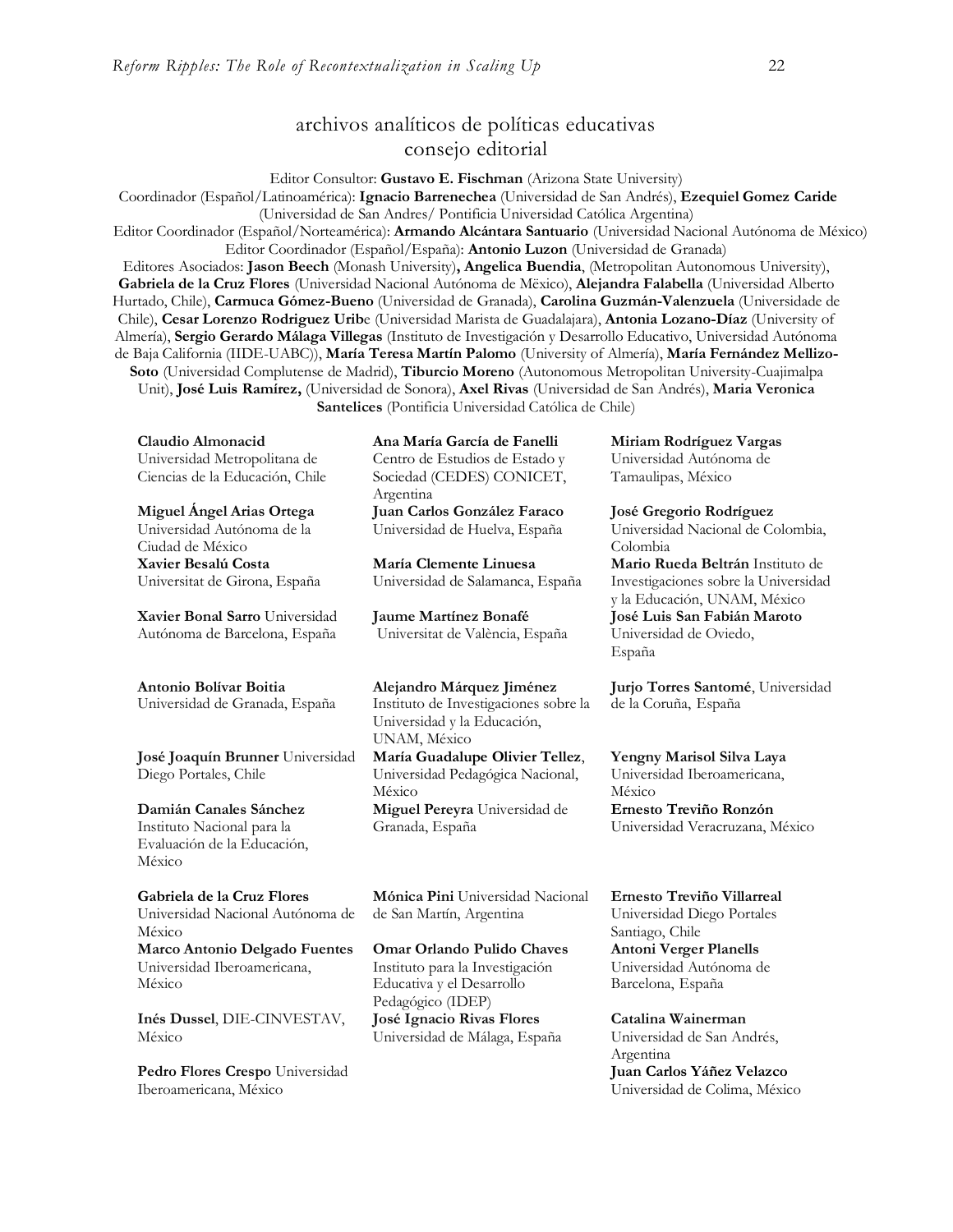## archivos analíticos de políticas educativas consejo editorial

Editor Consultor: **Gustavo E. Fischman** (Arizona State University)
Coordinador (Español/Latinoamérica): **Ignacio Barrenechea** (Universidad de San Andrés), **Ezequiel Gomez Caride** (Universidad de San Andres/ Pontificia Universidad Católica Argentina)
Editor Coordinador (Español/Norteamérica): **Armando Alcántara Santuario** (Universidad Nacional Autónoma de México)
Editor Coordinador (Español/España): **Antonio Luzon** (Universidad de Granada)
Editores Asociados: **Jason Beech** (Monash University)**, Angelica Buendia**, (Metropolitan Autonomous University), **Gabriela de la Cruz Flores** (Universidad Nacional Autónoma de Mëxico), **Alejandra Falabella** (Universidad Alberto Hurtado, Chile), **Carmuca Gómez-Bueno** (Universidad de Granada), **Carolina Guzmán-Valenzuela** (Universidade de Chile), **Cesar Lorenzo Rodriguez Urib**e (Universidad Marista de Guadalajara), **Antonia Lozano-Díaz** (University of Almería), **Sergio Gerardo Málaga Villegas** (Instituto de Investigación y Desarrollo Educativo, Universidad Autónoma de Baja California (IIDE-UABC)), **María Teresa Martín Palomo** (University of Almería), **María Fernández Mellizo-Soto** (Universidad Complutense de Madrid), **Tiburcio Moreno** (Autonomous Metropolitan University-Cuajimalpa Unit), **José Luis Ramírez,** (Universidad de Sonora), **Axel Rivas** (Universidad de San Andrés), **Maria Veronica Santelices** (Pontificia Universidad Católica de Chile)

**Claudio Almonacid**
Universidad Metropolitana de Ciencias de la Educación, Chile

**Miguel Ángel Arias Ortega**
Universidad Autónoma de la Ciudad de México

**Xavier Besalú Costa**
Universitat de Girona, España

**Xavier Bonal Sarro** Universidad Autónoma de Barcelona, España

**Antonio Bolívar Boitia**
Universidad de Granada, España

**José Joaquín Brunner** Universidad Diego Portales, Chile

**Damián Canales Sánchez**
Instituto Nacional para la Evaluación de la Educación, México

**Gabriela de la Cruz Flores**
Universidad Nacional Autónoma de México

**Marco Antonio Delgado Fuentes**
Universidad Iberoamericana, México

**Inés Dussel**, DIE-CINVESTAV, México

**Pedro Flores Crespo** Universidad Iberoamericana, México

**Ana María García de Fanelli**
Centro de Estudios de Estado y Sociedad (CEDES) CONICET, Argentina

**Juan Carlos González Faraco**
Universidad de Huelva, España

**María Clemente Linuesa**
Universidad de Salamanca, España

**Jaume Martínez Bonafé**
Universitat de València, España

**Alejandro Márquez Jiménez**
Instituto de Investigaciones sobre la Universidad y la Educación, UNAM, México

**María Guadalupe Olivier Tellez**, Universidad Pedagógica Nacional, México

**Miguel Pereyra** Universidad de Granada, España

**Mónica Pini** Universidad Nacional de San Martín, Argentina

**Omar Orlando Pulido Chaves**
Instituto para la Investigación Educativa y el Desarrollo Pedagógico (IDEP)

**José Ignacio Rivas Flores**
Universidad de Málaga, España

**Miriam Rodríguez Vargas**
Universidad Autónoma de Tamaulipas, México

**José Gregorio Rodríguez**
Universidad Nacional de Colombia, Colombia

**Mario Rueda Beltrán** Instituto de Investigaciones sobre la Universidad y la Educación, UNAM, México

**José Luis San Fabián Maroto**
Universidad de Oviedo, España

**Jurjo Torres Santomé**, Universidad de la Coruña, España

**Yengny Marisol Silva Laya**
Universidad Iberoamericana, México

**Ernesto Treviño Ronzón**
Universidad Veracruzana, México

**Ernesto Treviño Villarreal**
Universidad Diego Portales Santiago, Chile

**Antoni Verger Planells**
Universidad Autónoma de Barcelona, España

**Catalina Wainerman**
Universidad de San Andrés, Argentina

**Juan Carlos Yáñez Velazco**
Universidad de Colima, México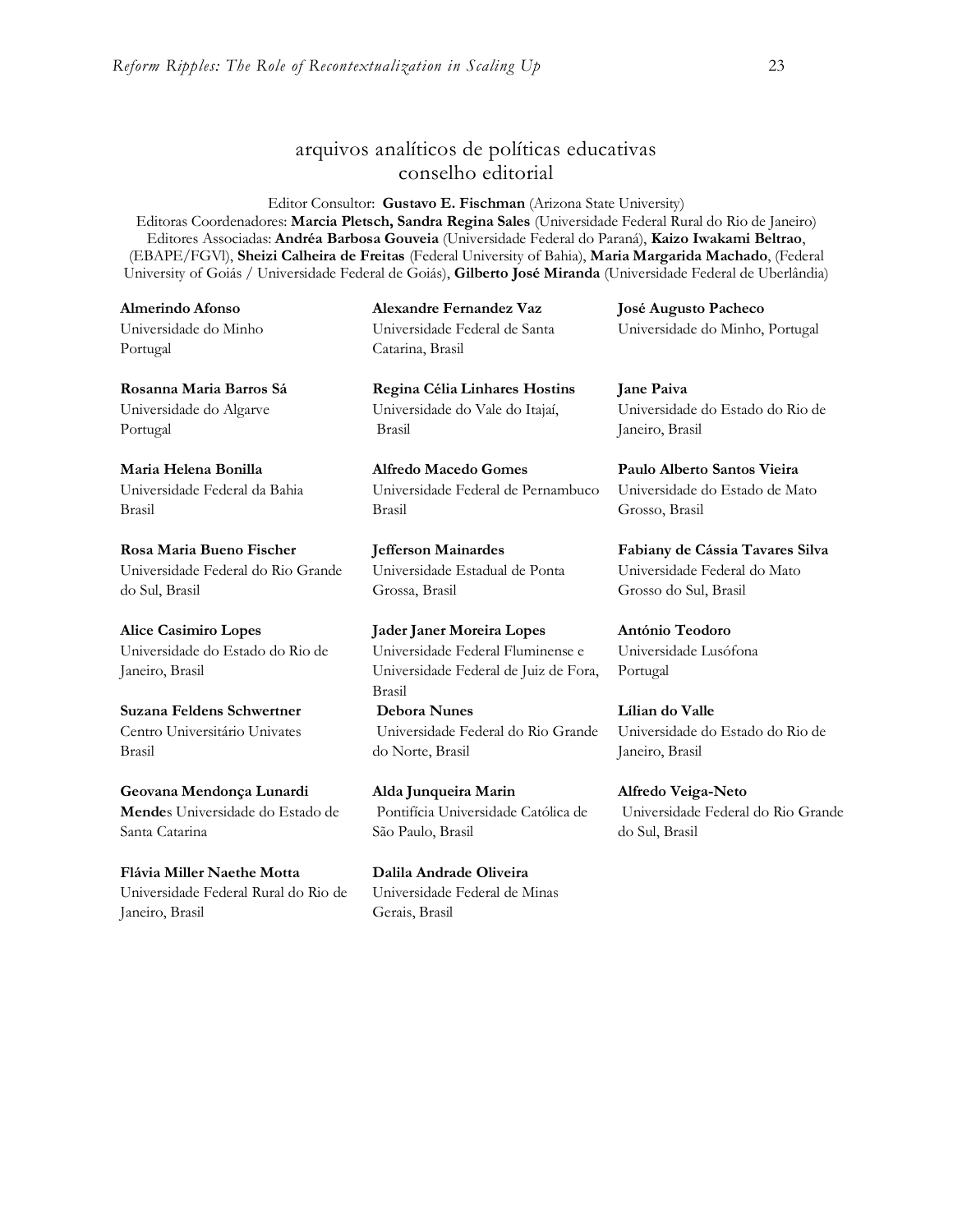## arquivos analíticos de políticas educativas conselho editorial

Editor Consultor: **Gustavo E. Fischman** (Arizona State University)
Editoras Coordenadores: **Marcia Pletsch, Sandra Regina Sales** (Universidade Federal Rural do Rio de Janeiro)
Editores Associadas: **Andréa Barbosa Gouveia** (Universidade Federal do Paraná), **Kaizo Iwakami Beltrao**, (EBAPE/FGVl), **Sheizi Calheira de Freitas** (Federal University of Bahia), **Maria Margarida Machado**, (Federal University of Goiás / Universidade Federal de Goiás), **Gilberto José Miranda** (Universidade Federal de Uberlândia)

**Almerindo Afonso**
Universidade do Minho
Portugal

**Rosanna Maria Barros Sá**
Universidade do Algarve
Portugal

**Maria Helena Bonilla**
Universidade Federal da Bahia
Brasil

**Rosa Maria Bueno Fischer**
Universidade Federal do Rio Grande do Sul, Brasil

**Alice Casimiro Lopes**
Universidade do Estado do Rio de Janeiro, Brasil

**Suzana Feldens Schwertner**
Centro Universitário Univates
Brasil

**Geovana Mendonça Lunardi Mendes** Universidade do Estado de Santa Catarina

**Flávia Miller Naethe Motta**
Universidade Federal Rural do Rio de Janeiro, Brasil

**Alexandre Fernandez Vaz**
Universidade Federal de Santa Catarina, Brasil

**Regina Célia Linhares Hostins**
Universidade do Vale do Itajaí, Brasil

**Alfredo Macedo Gomes**
Universidade Federal de Pernambuco
Brasil

**Jefferson Mainardes**
Universidade Estadual de Ponta Grossa, Brasil

**Jader Janer Moreira Lopes**
Universidade Federal Fluminense e Universidade Federal de Juiz de Fora, Brasil

**Debora Nunes**
Universidade Federal do Rio Grande do Norte, Brasil

**Alda Junqueira Marin**
Pontifícia Universidade Católica de São Paulo, Brasil

**Dalila Andrade Oliveira**
Universidade Federal de Minas Gerais, Brasil

**José Augusto Pacheco**
Universidade do Minho, Portugal

**Jane Paiva**
Universidade do Estado do Rio de Janeiro, Brasil

**Paulo Alberto Santos Vieira**
Universidade do Estado de Mato Grosso, Brasil

**Fabiany de Cássia Tavares Silva**
Universidade Federal do Mato Grosso do Sul, Brasil

**António Teodoro**
Universidade Lusófona
Portugal

**Lílian do Valle**
Universidade do Estado do Rio de Janeiro, Brasil

**Alfredo Veiga-Neto**
Universidade Federal do Rio Grande do Sul, Brasil